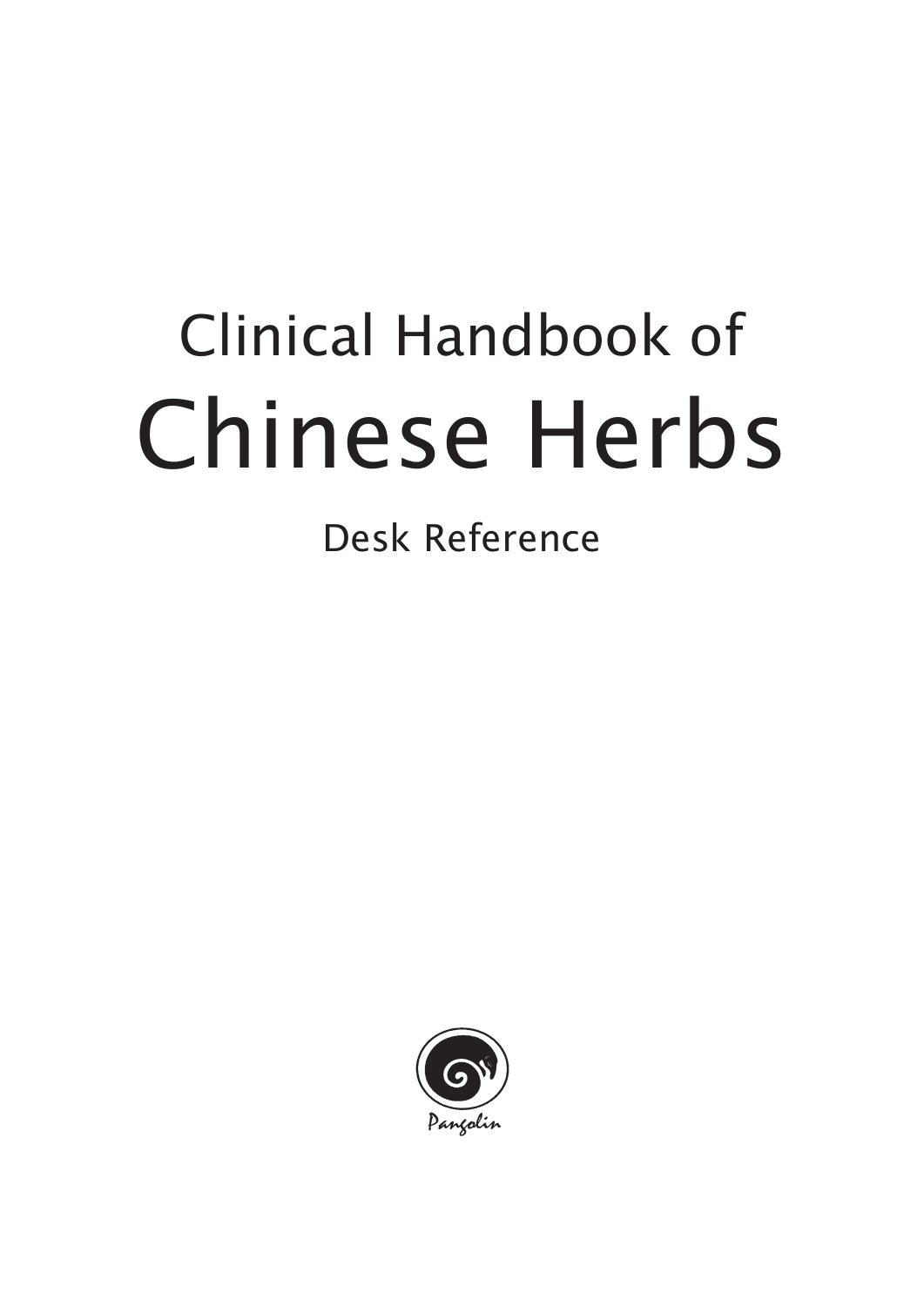# Clinical Handbook of Chinese Herbs

## Desk Reference

Pangolin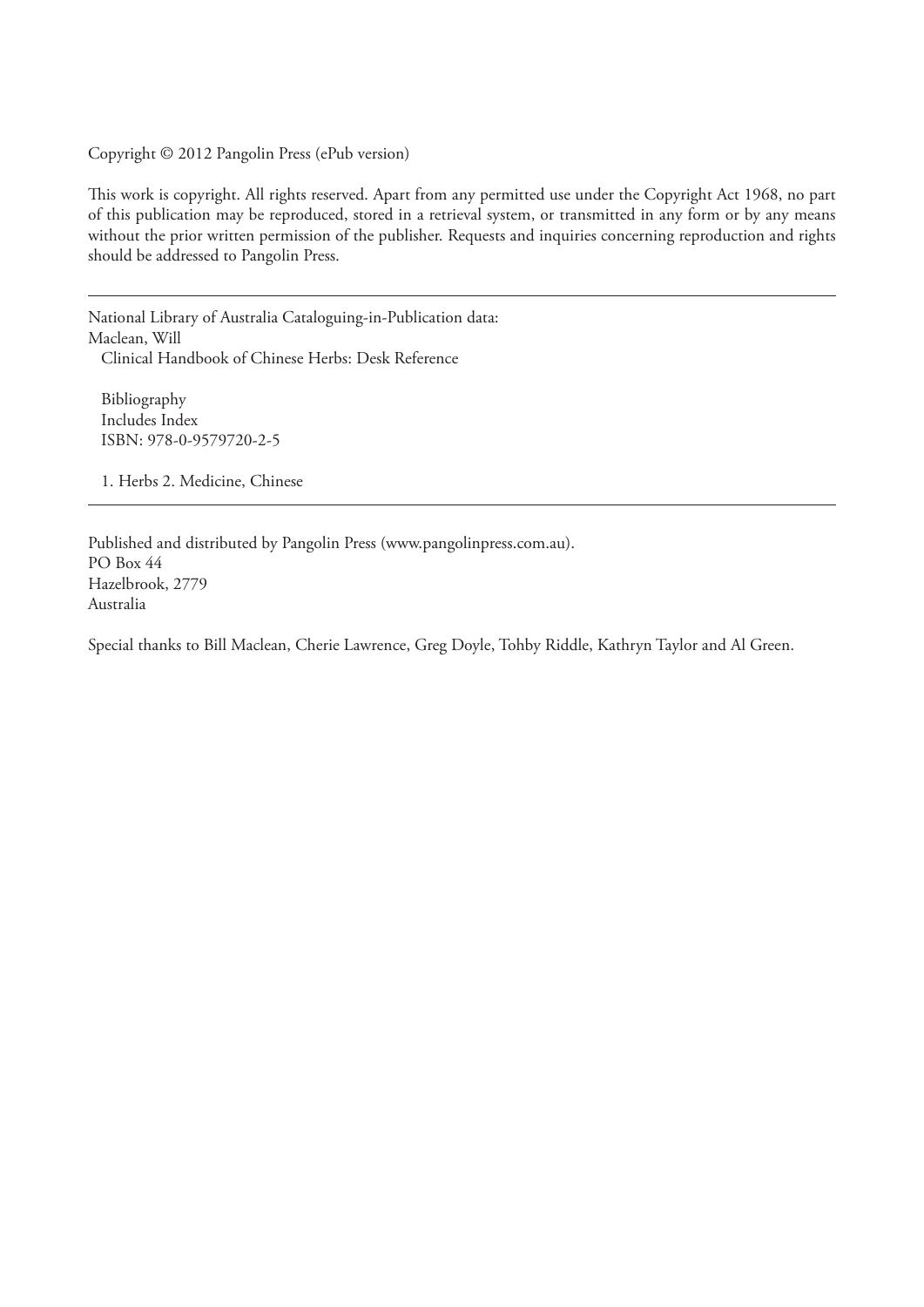Copyright © 2012 Pangolin Press (ePub version)

This work is copyright. All rights reserved. Apart from any permitted use under the Copyright Act 1968, no part of this publication may be reproduced, stored in a retrieval system, or transmitted in any form or by any means without the prior written permission of the publisher. Requests and inquiries concerning reproduction and rights should be addressed to Pangolin Press.

---

National Library of Australia Cataloguing-in-Publication data:
Maclean, Will
Clinical Handbook of Chinese Herbs: Desk Reference

Bibliography
Includes Index
ISBN: 978-0-9579720-2-5

1. Herbs 2. Medicine, Chinese

---

Published and distributed by Pangolin Press (www.pangolinpress.com.au).
PO Box 44
Hazelbrook, 2779
Australia

Special thanks to Bill Maclean, Cherie Lawrence, Greg Doyle, Tohby Riddle, Kathryn Taylor and Al Green.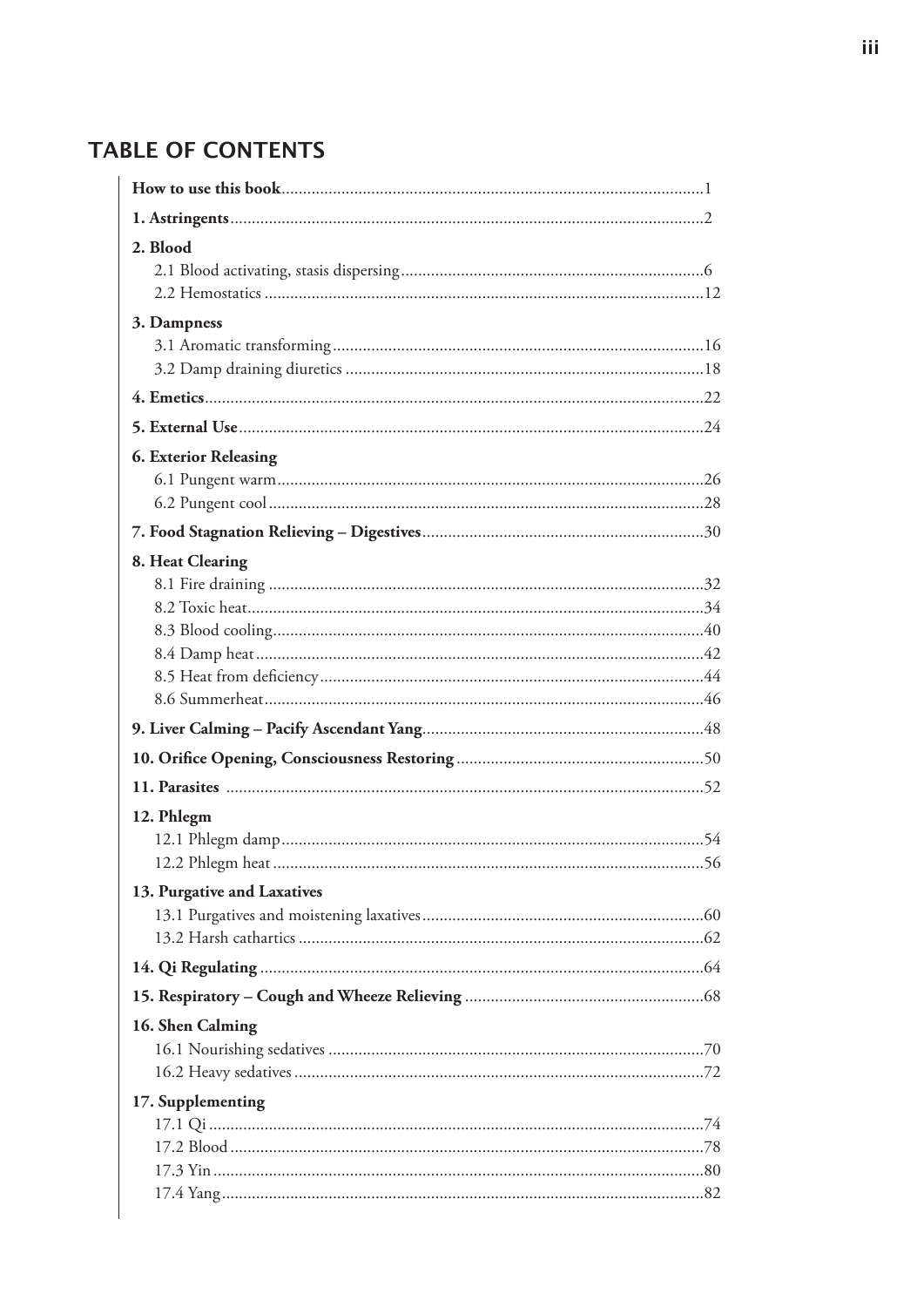## TABLE OF CONTENTS

**How to use this book** ... 1

**1. Astringents** ... 2

**2. Blood**
- 2.1 Blood activating, stasis dispersing ... 6
- 2.2 Hemostatics ... 12

**3. Dampness**
- 3.1 Aromatic transforming ... 16
- 3.2 Damp draining diuretics ... 18

**4. Emetics** ... 22

**5. External Use** ... 24

**6. Exterior Releasing**
- 6.1 Pungent warm ... 26
- 6.2 Pungent cool ... 28

**7. Food Stagnation Relieving – Digestives** ... 30

**8. Heat Clearing**
- 8.1 Fire draining ... 32
- 8.2 Toxic heat ... 34
- 8.3 Blood cooling ... 40
- 8.4 Damp heat ... 42
- 8.5 Heat from deficiency ... 44
- 8.6 Summerheat ... 46

**9. Liver Calming – Pacify Ascendant Yang** ... 48

**10. Orifice Opening, Consciousness Restoring** ... 50

**11. Parasites** ... 52

**12. Phlegm**
- 12.1 Phlegm damp ... 54
- 12.2 Phlegm heat ... 56

**13. Purgative and Laxatives**
- 13.1 Purgatives and moistening laxatives ... 60
- 13.2 Harsh cathartics ... 62

**14. Qi Regulating** ... 64

**15. Respiratory – Cough and Wheeze Relieving** ... 68

**16. Shen Calming**
- 16.1 Nourishing sedatives ... 70
- 16.2 Heavy sedatives ... 72

**17. Supplementing**
- 17.1 Qi ... 74
- 17.2 Blood ... 78
- 17.3 Yin ... 80
- 17.4 Yang ... 82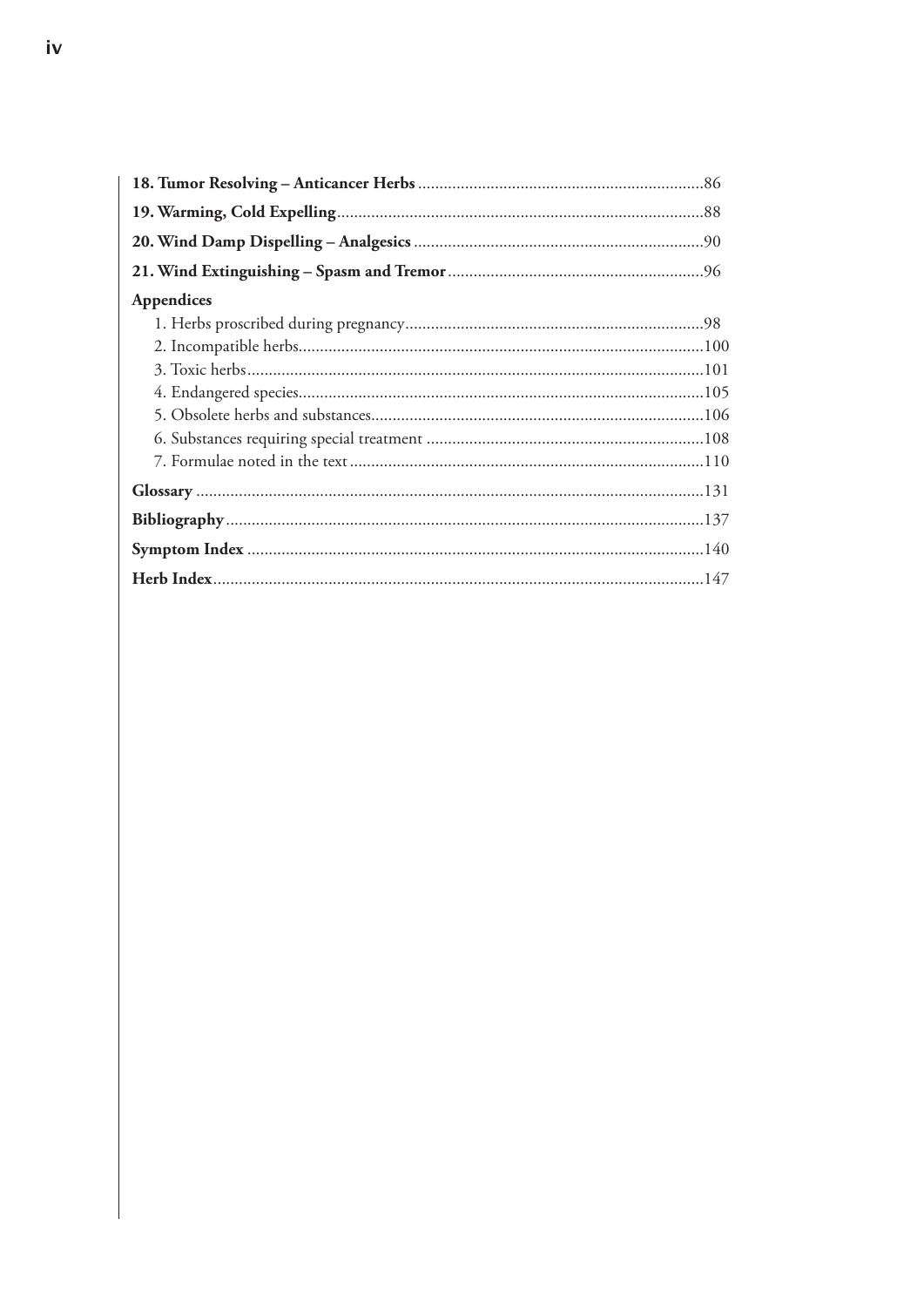**18. Tumor Resolving – Anticancer Herbs** ..................................................................86

**19. Warming, Cold Expelling**......................................................................................88

**20. Wind Damp Dispelling – Analgesics** ....................................................................90

**21. Wind Extinguishing – Spasm and Tremor** ............................................................96

**Appendices**

1. Herbs proscribed during pregnancy......................................................................98
2. Incompatible herbs...............................................................................................100
3. Toxic herbs...........................................................................................................101
4. Endangered species...............................................................................................105
5. Obsolete herbs and substances..............................................................................106
6. Substances requiring special treatment .................................................................108
7. Formulae noted in the text ...................................................................................110

**Glossary** .......................................................................................................................131

**Bibliography**................................................................................................................137

**Symptom Index** ..........................................................................................................140

**Herb Index**...................................................................................................................147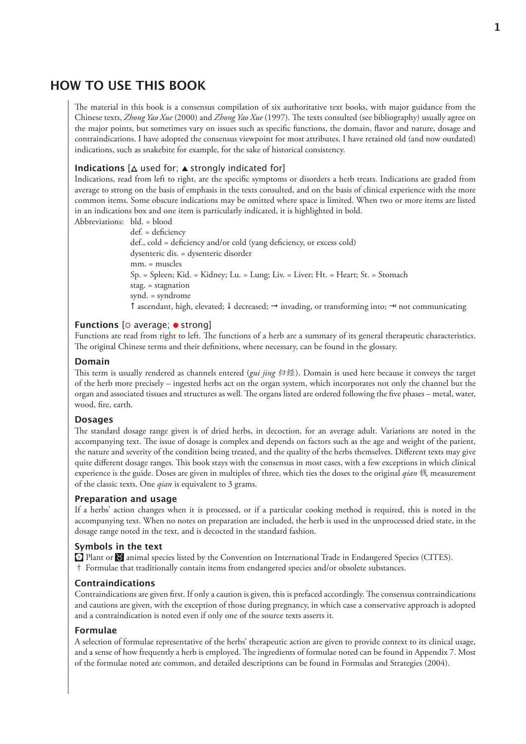# HOW TO USE THIS BOOK

The material in this book is a consensus compilation of six authoritative text books, with major guidance from the Chinese texts, *Zhong Yao Xue* (2000) and *Zhong Yao Xue* (1997). The texts consulted (see bibliography) usually agree on the major points, but sometimes vary on issues such as specific functions, the domain, flavor and nature, dosage and contraindications. I have adopted the consensus viewpoint for most attributes. I have retained old (and now outdated) indications, such as snakebite for example, for the sake of historical consistency.

### Indications [△ used for; ▲ strongly indicated for]

Indications, read from left to right, are the specific symptoms or disorders a herb treats. Indications are graded from average to strong on the basis of emphasis in the texts consulted, and on the basis of clinical experience with the more common items. Some obscure indications may be omitted where space is limited. When two or more items are listed in an indications box and one item is particularly indicated, it is highlighted in bold.

Abbreviations:
- bld. = blood
- def. = deficiency
- def., cold = deficiency and/or cold (yang deficiency, or excess cold)
- dysenteric dis. = dysenteric disorder
- mm. = muscles
- Sp. = Spleen; Kid. = Kidney; Lu. = Lung; Liv. = Liver; Ht. = Heart; St. = Stomach
- stag. = stagnation
- synd. = syndrome
- ↑ ascendant, high, elevated; ↓ decreased; → invading, or transforming into; ⇥ not communicating

### Functions [○ average; ● strong]

Functions are read from right to left. The functions of a herb are a summary of its general therapeutic characteristics. The original Chinese terms and their definitions, where necessary, can be found in the glossary.

### Domain

This term is usually rendered as channels entered (*gui jing* 归经). Domain is used here because it conveys the target of the herb more precisely – ingested herbs act on the organ system, which incorporates not only the channel but the organ and associated tissues and structures as well. The organs listed are ordered following the five phases – metal, water, wood, fire, earth.

### Dosages

The standard dosage range given is of dried herbs, in decoction, for an average adult. Variations are noted in the accompanying text. The issue of dosage is complex and depends on factors such as the age and weight of the patient, the nature and severity of the condition being treated, and the quality of the herbs themselves. Different texts may give quite different dosage ranges. This book stays with the consensus in most cases, with a few exceptions in which clinical experience is the guide. Doses are given in multiples of three, which ties the doses to the original *qian* 钱 measurement of the classic texts. One *qian* is equivalent to 3 grams.

### Preparation and usage

If a herbs' action changes when it is processed, or if a particular cooking method is required, this is noted in the accompanying text. When no notes on preparation are included, the herb is used in the unprocessed dried state, in the dosage range noted in the text, and is decocted in the standard fashion.

### Symbols in the text

Plant or animal species listed by the Convention on International Trade in Endangered Species (CITES).
† Formulae that traditionally contain items from endangered species and/or obsolete substances.

### Contraindications

Contraindications are given first. If only a caution is given, this is prefaced accordingly. The consensus contraindications and cautions are given, with the exception of those during pregnancy, in which case a conservative approach is adopted and a contraindication is noted even if only one of the source texts asserts it.

### Formulae

A selection of formulae representative of the herbs' therapeutic action are given to provide context to its clinical usage, and a sense of how frequently a herb is employed. The ingredients of formulae noted can be found in Appendix 7. Most of the formulae noted are common, and detailed descriptions can be found in Formulas and Strategies (2004).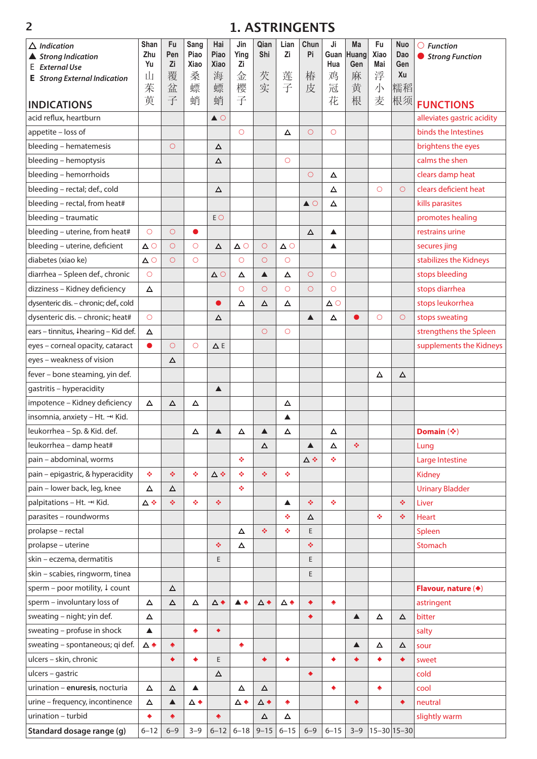# 1. ASTRINGENTS

| △ *Indication* ▲ *Strong Indication* E *External Use* **E** *Strong External Indication* **INDICATIONS** | Shan Zhu Yu 山茱萸 | Fu Pen Zi 覆盆子 | Sang Piao Xiao 桑螵蛸 | Hai Piao Xiao 海螵蛸 | Jin Ying Zi 金樱子 | Qian Shi 芡实 | Lian Zi 莲子 | Chun Pi 椿皮 | Ji Guan Hua 鸡冠花 | Ma Huang Gen 麻黄根 | Fu Xiao Mai 浮小麦 | Nuo Dao Gen Xu 糯稻根须 | ○ *Function* ● *Strong Function* **FUNCTIONS** |
|---|---|---|---|---|---|---|---|---|---|---|---|---|---|
| acid reflux, heartburn | | | | ▲ ○ | | | | | | | | | alleviates gastric acidity |
| appetite – loss of | | | | | ○ | | △ | ○ | ○ | | | | binds the Intestines |
| bleeding – hematemesis | | ○ | | △ | | | | | | | | | brightens the eyes |
| bleeding – hemoptysis | | | | △ | | | ○ | | | | | | calms the shen |
| bleeding – hemorrhoids | | | | | | | | ○ | △ | | | | clears damp heat |
| bleeding – rectal; def., cold | | | | △ | | | | | △ | | ○ | ○ | clears deficient heat |
| bleeding – rectal, from heat# | | | | | | | | ▲ ○ | △ | | | | kills parasites |
| bleeding – traumatic | | | | E ○ | | | | | | | | | promotes healing |
| bleeding – uterine, from heat# | ○ | ○ | ● | | | | | △ | ▲ | | | | restrains urine |
| bleeding – uterine, deficient | △ ○ | ○ | ○ | △ | △ ○ | ○ | △ ○ | | ▲ | | | | secures jing |
| diabetes (xiao ke) | △ ○ | ○ | ○ | | ○ | ○ | ○ | | | | | | stabilizes the Kidneys |
| diarrhea – Spleen def., chronic | ○ | | | △ ○ | △ | ▲ | △ | ○ | ○ | | | | stops bleeding |
| dizziness – Kidney deficiency | △ | | | | ○ | ○ | ○ | ○ | ○ | | | | stops diarrhea |
| dysenteric dis. – chronic; def., cold | | | | ● | △ | △ | △ | | △ ○ | | | | stops leukorrhea |
| dysenteric dis. – chronic; heat# | ○ | | | △ | | | | ▲ | △ | ● | ○ | ○ | stops sweating |
| ears – tinnitus, ↓hearing – Kid def. | △ | | | | | ○ | ○ | | | | | | strengthens the Spleen |
| eyes – corneal opacity, cataract | ● | ○ | ○ | △ E | | | | | | | | | supplements the Kidneys |
| eyes – weakness of vision | | △ | | | | | | | | | | | |
| fever – bone steaming, yin def. | | | | | | | | | | | △ | △ | |
| gastritis – hyperacidity | | | | ▲ | | | | | | | | | |
| impotence – Kidney deficiency | △ | △ | △ | | | | △ | | | | | | |
| insomnia, anxiety – Ht. ⇥ Kid. | | | | | | | ▲ | | | | | | |
| leukorrhea – Sp. & Kid. def. | | | △ | ▲ | △ | ▲ | △ | | △ | | | | **Domain (❖)** |
| leukorrhea – damp heat# | | | | | | △ | | ▲ | △ | ❖ | | | Lung |
| pain – abdominal, worms | | | | | ❖ | | | △ ❖ | ❖ | | | | Large Intestine |
| pain – epigastric, & hyperacidity | ❖ | ❖ | ❖ | △ ❖ | ❖ | ❖ | ❖ | | | | | | Kidney |
| pain – lower back, leg, knee | △ | △ | | | ❖ | | | | | | | | Urinary Bladder |
| palpitations – Ht. ⇥ Kid. | △ ❖ | ❖ | ❖ | ❖ | | | ▲ | ❖ | ❖ | | | ❖ | Liver |
| parasites – roundworms | | | | | | | ❖ | △ | | | ❖ | ❖ | Heart |
| prolapse – rectal | | | | | △ | ❖ | ❖ | E | | | | | Spleen |
| prolapse – uterine | | | | ❖ | △ | | | ❖ | | | | | Stomach |
| skin – eczema, dermatitis | | | | E | | | | E | | | | | |
| skin – scabies, ringworm, tinea | | | | | | | | E | | | | | |
| sperm – poor motility, ↓ count | | △ | | | | | | | | | | | **Flavour, nature (◆)** |
| sperm – involuntary loss of | △ | △ | △ | △ ◆ | ▲ ◆ | △ ◆ | △ ◆ | ◆ | ◆ | | | | astringent |
| sweating – night; yin def. | △ | | | | | | | ◆ | | ▲ | △ | △ | bitter |
| sweating – profuse in shock | ▲ | | ◆ | ◆ | | | | | | | | | salty |
| sweating – spontaneous; qi def. | △ ◆ | ◆ | | | ◆ | | | | | ▲ | △ | △ | sour |
| ulcers – skin, chronic | | ◆ | ◆ | E | | ◆ | ◆ | | ◆ | ◆ | ◆ | ◆ | sweet |
| ulcers – gastric | | | | △ | | | | ◆ | | | | | cold |
| urination – **enuresis**, nocturia | △ | △ | ▲ | | △ | △ | | | ◆ | | ◆ | | cool |
| urine – frequency, incontinence | △ | ▲ | △ ◆ | | △ ◆ | △ ◆ | ◆ | | | ◆ | | ◆ | neutral |
| urination – turbid | ◆ | ◆ | | ◆ | | △ | △ | | | | | | slightly warm |
| **Standard dosage range (g)** | 6–12 | 6–9 | 3–9 | 6–12 | 6–18 | 9–15 | 6–15 | 6–9 | 6–15 | 3–9 | 15–30 | 15–30 | |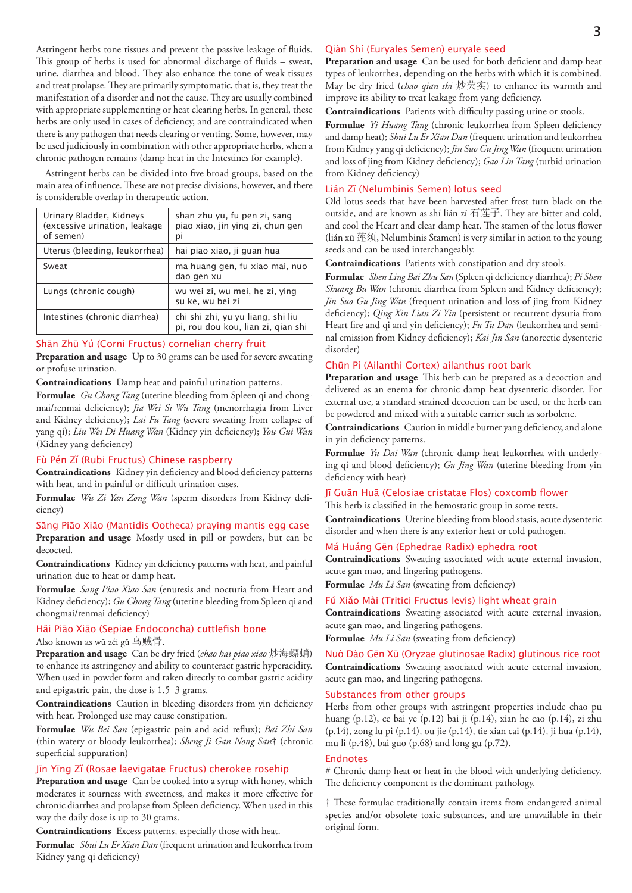Astringent herbs tone tissues and prevent the passive leakage of fluids. This group of herbs is used for abnormal discharge of fluids – sweat, urine, diarrhea and blood. They also enhance the tone of weak tissues and treat prolapse. They are primarily symptomatic, that is, they treat the manifestation of a disorder and not the cause. They are usually combined with appropriate supplementing or heat clearing herbs. In general, these herbs are only used in cases of deficiency, and are contraindicated when there is any pathogen that needs clearing or venting. Some, however, may be used judiciously in combination with other appropriate herbs, when a chronic pathogen remains (damp heat in the Intestines for example).

Astringent herbs can be divided into five broad groups, based on the main area of influence. These are not precise divisions, however, and there is considerable overlap in therapeutic action.

| | |
|---|---|
| Urinary Bladder, Kidneys (excessive urination, leakage of semen) | shan zhu yu, fu pen zi, sang piao xiao, jin ying zi, chun gen pi |
| Uterus (bleeding, leukorrhea) | hai piao xiao, ji guan hua |
| Sweat | ma huang gen, fu xiao mai, nuo dao gen xu |
| Lungs (chronic cough) | wu wei zi, wu mei, he zi, ying su ke, wu bei zi |
| Intestines (chronic diarrhea) | chi shi zhi, yu yu liang, shi liu pi, rou dou kou, lian zi, qian shi |

## Shān Zhū Yú (Corni Fructus) cornelian cherry fruit

**Preparation and usage** Up to 30 grams can be used for severe sweating or profuse urination.

**Contraindications** Damp heat and painful urination patterns.

**Formulae** *Gu Chong Tang* (uterine bleeding from Spleen qi and chongmai/renmai deficiency); *Jia Wei Si Wu Tang* (menorrhagia from Liver and Kidney deficiency); *Lai Fu Tang* (severe sweating from collapse of yang qi); *Liu Wei Di Huang Wan* (Kidney yin deficiency); *You Gui Wan* (Kidney yang deficiency)

## Fù Pén Zǐ (Rubi Fructus) Chinese raspberry

**Contraindications** Kidney yin deficiency and blood deficiency patterns with heat, and in painful or difficult urination cases.

**Formulae** *Wu Zi Yan Zong Wan* (sperm disorders from Kidney deficiency)

## Sāng Piāo Xiāo (Mantidis Ootheca) praying mantis egg case

**Preparation and usage** Mostly used in pill or powders, but can be decocted.

**Contraindications** Kidney yin deficiency patterns with heat, and painful urination due to heat or damp heat.

**Formulae** *Sang Piao Xiao San* (enuresis and nocturia from Heart and Kidney deficiency); *Gu Chong Tang* (uterine bleeding from Spleen qi and chongmai/renmai deficiency)

## Hǎi Piāo Xiāo (Sepiae Endoconcha) cuttlefish bone

Also known as wū zéi gǔ 乌贼骨.

**Preparation and usage** Can be dry fried (*chao hai piao xiao* 炒海螵蛸) to enhance its astringency and ability to counteract gastric hyperacidity. When used in powder form and taken directly to combat gastric acidity and epigastric pain, the dose is 1.5–3 grams.

**Contraindications** Caution in bleeding disorders from yin deficiency with heat. Prolonged use may cause constipation.

**Formulae** *Wu Bei San* (epigastric pain and acid reflux); *Bai Zhi San* (thin watery or bloody leukorrhea); *Sheng Ji Gan Nong San*† (chronic superficial suppuration)

## Jīn Yīng Zǐ (Rosae laevigatae Fructus) cherokee rosehip

**Preparation and usage** Can be cooked into a syrup with honey, which moderates it sourness with sweetness, and makes it more effective for chronic diarrhea and prolapse from Spleen deficiency. When used in this way the daily dose is up to 30 grams.

**Contraindications** Excess patterns, especially those with heat.

**Formulae** *Shui Lu Er Xian Dan* (frequent urination and leukorrhea from Kidney yang qi deficiency)

## Qiàn Shí (Euryales Semen) euryale seed

**Preparation and usage** Can be used for both deficient and damp heat types of leukorrhea, depending on the herbs with which it is combined. May be dry fried (*chao qian shi* 炒芡实) to enhance its warmth and improve its ability to treat leakage from yang deficiency.

**Contraindications** Patients with difficulty passing urine or stools.

**Formulae** *Yi Huang Tang* (chronic leukorrhea from Spleen deficiency and damp heat); *Shui Lu Er Xian Dan* (frequent urination and leukorrhea from Kidney yang qi deficiency); *Jin Suo Gu Jing Wan* (frequent urination and loss of jing from Kidney deficiency); *Gao Lin Tang* (turbid urination from Kidney deficiency)

## Lián Zǐ (Nelumbinis Semen) lotus seed

Old lotus seeds that have been harvested after frost turn black on the outside, and are known as shí lián zǐ 石莲子. They are bitter and cold, and cool the Heart and clear damp heat. The stamen of the lotus flower (lián xū 莲须, Nelumbinis Stamen) is very similar in action to the young seeds and can be used interchangeably.

**Contraindications** Patients with constipation and dry stools.

**Formulae** *Shen Ling Bai Zhu San* (Spleen qi deficiency diarrhea); *Pi Shen Shuang Bu Wan* (chronic diarrhea from Spleen and Kidney deficiency); *Jin Suo Gu Jing Wan* (frequent urination and loss of jing from Kidney deficiency); *Qing Xin Lian Zi Yin* (persistent or recurrent dysuria from Heart fire and qi and yin deficiency); *Fu Tu Dan* (leukorrhea and seminal emission from Kidney deficiency); *Kai Jin San* (anorectic dysenteric disorder)

## Chūn Pí (Ailanthi Cortex) ailanthus root bark

**Preparation and usage** This herb can be prepared as a decoction and delivered as an enema for chronic damp heat dysenteric disorder. For external use, a standard strained decoction can be used, or the herb can be powdered and mixed with a suitable carrier such as sorbolene.

**Contraindications** Caution in middle burner yang deficiency, and alone in yin deficiency patterns.

**Formulae** *Yu Dai Wan* (chronic damp heat leukorrhea with underlying qi and blood deficiency); *Gu Jing Wan* (uterine bleeding from yin deficiency with heat)

## Jī Guān Huā (Celosiae cristatae Flos) coxcomb flower

This herb is classified in the hemostatic group in some texts.

**Contraindications** Uterine bleeding from blood stasis, acute dysenteric disorder and when there is any exterior heat or cold pathogen.

## Má Huáng Gēn (Ephedrae Radix) ephedra root

**Contraindications** Sweating associated with acute external invasion, acute gan mao, and lingering pathogens.

**Formulae** *Mu Li San* (sweating from deficiency)

## Fú Xiǎo Mài (Tritici Fructus levis) light wheat grain

**Contraindications** Sweating associated with acute external invasion, acute gan mao, and lingering pathogens.

**Formulae** *Mu Li San* (sweating from deficiency)

## Nuò Dào Gēn Xū (Oryzae glutinosae Radix) glutinous rice root

**Contraindications** Sweating associated with acute external invasion, acute gan mao, and lingering pathogens.

## Substances from other groups

Herbs from other groups with astringent properties include chao pu huang (p.12), ce bai ye (p.12) bai ji (p.14), xian he cao (p.14), zi zhu (p.14), zong lu pi (p.14), ou jie (p.14), tie xian cai (p.14), ji hua (p.14), mu li (p.48), bai guo (p.68) and long gu (p.72).

## Endnotes

\# Chronic damp heat or heat in the blood with underlying deficiency. The deficiency component is the dominant pathology.

† These formulae traditionally contain items from endangered animal species and/or obsolete toxic substances, and are unavailable in their original form.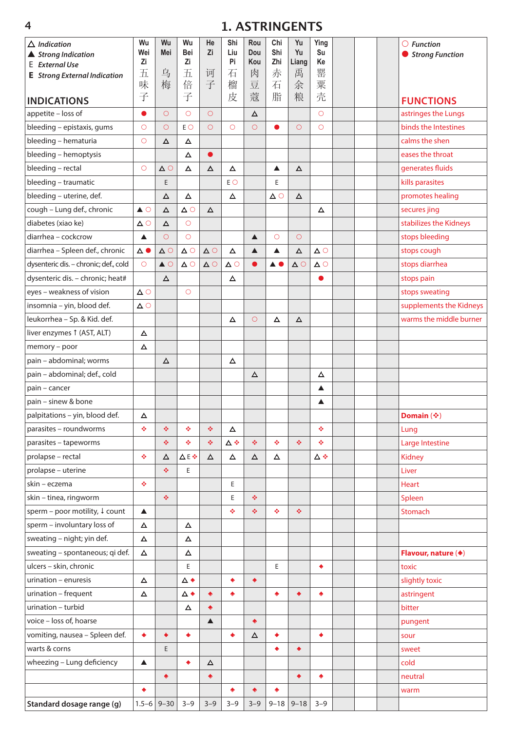# 1. ASTRINGENTS

△ *Indication*
▲ *Strong Indication*
E *External Use*
**E** *Strong External Indication*

○ *Function*
● *Strong Function*

| INDICATIONS | Wu Wei Zi 五味子 | Wu Mei 乌梅 | Wu Bei Zi 五倍子 | He Zi 诃子 | Shi Liu Pi 石榴皮 | Rou Dou Kou 肉豆蔻 | Chi Shi Zhi 赤石脂 | Yu Yu Liang 禹余粮 | Ying Su Ke 罂粟壳 | | | FUNCTIONS |
|---|---|---|---|---|---|---|---|---|---|---|---|---|
| appetite – loss of | ● | ○ | ○ | ○ | | △ | | | ○ | | | astringes the Lungs |
| bleeding – epistaxis, gums | ○ | ○ | E ○ | ○ | ○ | ○ | ● | ○ | ○ | | | binds the Intestines |
| bleeding – hematuria | ○ | △ | △ | | | | | | | | | calms the shen |
| bleeding – hemoptysis | | | △ | ● | | | | | | | | eases the throat |
| bleeding – rectal | ○ | △ ○ | △ | △ | △ | | ▲ | △ | | | | generates fluids |
| bleeding – traumatic | | E | | | E ○ | | E | | | | | kills parasites |
| bleeding – uterine, def. | | △ | △ | | △ | | △ ○ | △ | | | | promotes healing |
| cough – Lung def., chronic | ▲ ○ | △ | △ ○ | △ | | | | | △ | | | secures jing |
| diabetes (xiao ke) | △ ○ | △ | ○ | | | | | | | | | stabilizes the Kidneys |
| diarrhea – cockcrow | ▲ | ○ | ○ | | | ▲ | ○ | ○ | | | | stops bleeding |
| diarrhea – Spleen def., chronic | △ ● | △ ○ | △ ○ | △ ○ | △ | ▲ | ▲ | △ | △ ○ | | | stops cough |
| dysenteric dis. – chronic; def., cold | ○ | ▲ ○ | △ ○ | △ ○ | △ ○ | ● | ▲ ● | △ ○ | △ ○ | | | stops diarrhea |
| dysenteric dis. – chronic; heat# | | △ | | | △ | | | | ● | | | stops pain |
| eyes – weakness of vision | △ ○ | | ○ | | | | | | | | | stops sweating |
| insomnia – yin, blood def. | △ ○ | | | | | | | | | | | supplements the Kidneys |
| leukorrhea – Sp. & Kid. def. | | | | | △ | ○ | △ | △ | | | | warms the middle burner |
| liver enzymes ↑ (AST, ALT) | △ | | | | | | | | | | | |
| memory – poor | △ | | | | | | | | | | | |
| pain – abdominal; worms | | △ | | | △ | | | | | | | |
| pain – abdominal; def., cold | | | | | | △ | | | △ | | | |
| pain – cancer | | | | | | | | | ▲ | | | |
| pain – sinew & bone | | | | | | | | | ▲ | | | |
| palpitations – yin, blood def. | △ | | | | | | | | | | | **Domain (❖)** |
| parasites – roundworms | ❖ | ❖ | ❖ | ❖ | △ | | | | ❖ | | | Lung |
| parasites – tapeworms | | ❖ | ❖ | ❖ | △ ❖ | ❖ | ❖ | ❖ | ❖ | | | Large Intestine |
| prolapse – rectal | ❖ | △ | △ E ❖ | △ | △ | △ | △ | | △ ❖ | | | Kidney |
| prolapse – uterine | | ❖ | E | | | | | | | | | Liver |
| skin – eczema | ❖ | | | | E | | | | | | | Heart |
| skin – tinea, ringworm | | ❖ | | | E | ❖ | | | | | | Spleen |
| sperm – poor motility, ↓ count | ▲ | | | | ❖ | ❖ | ❖ | ❖ | | | | Stomach |
| sperm – involuntary loss of | △ | | △ | | | | | | | | | |
| sweating – night; yin def. | △ | | △ | | | | | | | | | |
| sweating – spontaneous; qi def. | △ | | △ | | | | | | | | | **Flavour, nature (◆)** |
| ulcers – skin, chronic | | | E | | | | E | | ◆ | | | toxic |
| urination – enuresis | △ | | △ ◆ | | ◆ | ◆ | | | | | | slightly toxic |
| urination – frequent | △ | | △ ◆ | ◆ | ◆ | | ◆ | ◆ | ◆ | | | astringent |
| urination – turbid | | | △ | ◆ | | | | | | | | bitter |
| voice – loss of, hoarse | | | | ▲ | | ◆ | | | | | | pungent |
| vomiting, nausea – Spleen def. | ◆ | ◆ | ◆ | | ◆ | △ | ◆ | | ◆ | | | sour |
| warts & corns | | E | | | | | ◆ | ◆ | | | | sweet |
| wheezing – Lung deficiency | ▲ | | ◆ | △ | | | | | | | | cold |
| | | ◆ | | ◆ | | | | ◆ | ◆ | | | neutral |
| | ◆ | | | | ◆ | ◆ | ◆ | | | | | warm |
| **Standard dosage range (g)** | 1.5–6 | 9–30 | 3–9 | 3–9 | 3–9 | 3–9 | 9–18 | 9–18 | 3–9 | | | |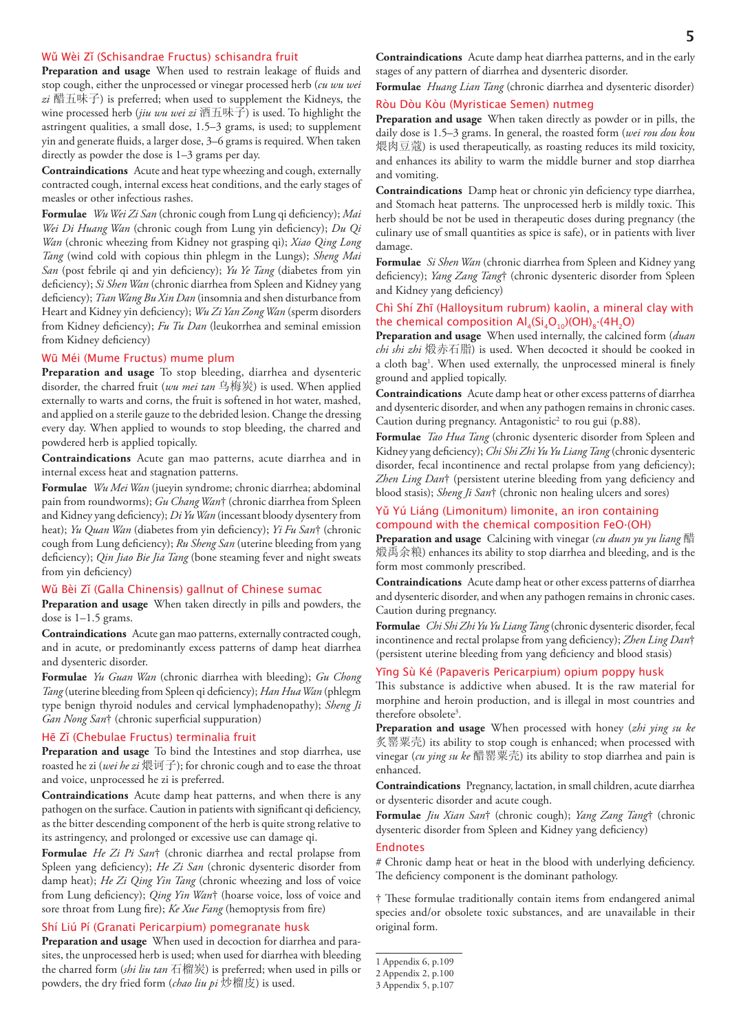## Wǔ Wèi Zǐ (Schisandrae Fructus) schisandra fruit

**Preparation and usage** When used to restrain leakage of fluids and stop cough, either the unprocessed or vinegar processed herb (*cu wu wei zi* 醋五味子) is preferred; when used to supplement the Kidneys, the wine processed herb (*jiu wu wei zi* 酒五味子) is used. To highlight the astringent qualities, a small dose, 1.5–3 grams, is used; to supplement yin and generate fluids, a larger dose, 3–6 grams is required. When taken directly as powder the dose is 1–3 grams per day.

**Contraindications** Acute and heat type wheezing and cough, externally contracted cough, internal excess heat conditions, and the early stages of measles or other infectious rashes.

**Formulae** *Wu Wei Zi San* (chronic cough from Lung qi deficiency); *Mai Wei Di Huang Wan* (chronic cough from Lung yin deficiency); *Du Qi Wan* (chronic wheezing from Kidney not grasping qi); *Xiao Qing Long Tang* (wind cold with copious thin phlegm in the Lungs); *Sheng Mai San* (post febrile qi and yin deficiency); *Yu Ye Tang* (diabetes from yin deficiency); *Si Shen Wan* (chronic diarrhea from Spleen and Kidney yang deficiency); *Tian Wang Bu Xin Dan* (insomnia and shen disturbance from Heart and Kidney yin deficiency); *Wu Zi Yan Zong Wan* (sperm disorders from Kidney deficiency); *Fu Tu Dan* (leukorrhea and seminal emission from Kidney deficiency)

## Wū Méi (Mume Fructus) mume plum

**Preparation and usage** To stop bleeding, diarrhea and dysenteric disorder, the charred fruit (*wu mei tan* 乌梅炭) is used. When applied externally to warts and corns, the fruit is softened in hot water, mashed, and applied on a sterile gauze to the debrided lesion. Change the dressing every day. When applied to wounds to stop bleeding, the charred and powdered herb is applied topically.

**Contraindications** Acute gan mao patterns, acute diarrhea and in internal excess heat and stagnation patterns.

**Formulae** *Wu Mei Wan* (jueyin syndrome; chronic diarrhea; abdominal pain from roundworms); *Gu Chang Wan*† (chronic diarrhea from Spleen and Kidney yang deficiency); *Di Yu Wan* (incessant bloody dysentery from heat); *Yu Quan Wan* (diabetes from yin deficiency); *Yi Fu San*† (chronic cough from Lung deficiency); *Ru Sheng San* (uterine bleeding from yang deficiency); *Qin Jiao Bie Jia Tang* (bone steaming fever and night sweats from yin deficiency)

## Wǔ Bèi Zǐ (Galla Chinensis) gallnut of Chinese sumac

**Preparation and usage** When taken directly in pills and powders, the dose is 1–1.5 grams.

**Contraindications** Acute gan mao patterns, externally contracted cough, and in acute, or predominantly excess patterns of damp heat diarrhea and dysenteric disorder.

**Formulae** *Yu Guan Wan* (chronic diarrhea with bleeding); *Gu Chong Tang* (uterine bleeding from Spleen qi deficiency); *Han Hua Wan* (phlegm type benign thyroid nodules and cervical lymphadenopathy); *Sheng Ji Gan Nong San*† (chronic superficial suppuration)

## Hē Zǐ (Chebulae Fructus) terminalia fruit

**Preparation and usage** To bind the Intestines and stop diarrhea, use roasted he zi (*wei he zi* 煨诃子); for chronic cough and to ease the throat and voice, unprocessed he zi is preferred.

**Contraindications** Acute damp heat patterns, and when there is any pathogen on the surface. Caution in patients with significant qi deficiency, as the bitter descending component of the herb is quite strong relative to its astringency, and prolonged or excessive use can damage qi.

**Formulae** *He Zi Pi San*† (chronic diarrhea and rectal prolapse from Spleen yang deficiency); *He Zi San* (chronic dysenteric disorder from damp heat); *He Zi Qing Yin Tang* (chronic wheezing and loss of voice from Lung deficiency); *Qing Yin Wan*† (hoarse voice, loss of voice and sore throat from Lung fire); *Ke Xue Fang* (hemoptysis from fire)

## Shí Liú Pí (Granati Pericarpium) pomegranate husk

**Preparation and usage** When used in decoction for diarrhea and parasites, the unprocessed herb is used; when used for diarrhea with bleeding the charred form (*shi liu tan* 石榴炭) is preferred; when used in pills or powders, the dry fried form (*chao liu pi* 炒榴皮) is used.

**Contraindications** Acute damp heat diarrhea patterns, and in the early stages of any pattern of diarrhea and dysenteric disorder.

**Formulae** *Huang Lian Tang* (chronic diarrhea and dysenteric disorder)

## Ròu Dòu Kòu (Myristicae Semen) nutmeg

**Preparation and usage** When taken directly as powder or in pills, the daily dose is 1.5–3 grams. In general, the roasted form (*wei rou dou kou* 煨肉豆蔻) is used therapeutically, as roasting reduces its mild toxicity, and enhances its ability to warm the middle burner and stop diarrhea and vomiting.

**Contraindications** Damp heat or chronic yin deficiency type diarrhea, and Stomach heat patterns. The unprocessed herb is mildly toxic. This herb should be not be used in therapeutic doses during pregnancy (the culinary use of small quantities as spice is safe), or in patients with liver damage.

**Formulae** *Si Shen Wan* (chronic diarrhea from Spleen and Kidney yang deficiency); *Yang Zang Tang*† (chronic dysenteric disorder from Spleen and Kidney yang deficiency)

## Chì Shí Zhī (Halloysitum rubrum) kaolin, a mineral clay with the chemical composition $Al_4(Si_4O_{10})(OH)_8 \cdot (4H_2O)$

**Preparation and usage** When used internally, the calcined form (*duan chi shi zhi* 煅赤石脂) is used. When decocted it should be cooked in a cloth bag[1]. When used externally, the unprocessed mineral is finely ground and applied topically.

**Contraindications** Acute damp heat or other excess patterns of diarrhea and dysenteric disorder, and when any pathogen remains in chronic cases. Caution during pregnancy. Antagonistic[2] to rou gui (p.88).

**Formulae** *Tao Hua Tang* (chronic dysenteric disorder from Spleen and Kidney yang deficiency); *Chi Shi Zhi Yu Yu Liang Tang* (chronic dysenteric disorder, fecal incontinence and rectal prolapse from yang deficiency); *Zhen Ling Dan*† (persistent uterine bleeding from yang deficiency and blood stasis); *Sheng Ji San*† (chronic non healing ulcers and sores)

## Yǔ Yú Liáng (Limonitum) limonite, an iron containing compound with the chemical composition $FeO \cdot (OH)$

**Preparation and usage** Calcining with vinegar (*cu duan yu yu liang* 醋煅禹余粮) enhances its ability to stop diarrhea and bleeding, and is the form most commonly prescribed.

**Contraindications** Acute damp heat or other excess patterns of diarrhea and dysenteric disorder, and when any pathogen remains in chronic cases. Caution during pregnancy.

**Formulae** *Chi Shi Zhi Yu Yu Liang Tang* (chronic dysenteric disorder, fecal incontinence and rectal prolapse from yang deficiency); *Zhen Ling Dan*† (persistent uterine bleeding from yang deficiency and blood stasis)

## Yīng Sù Ké (Papaveris Pericarpium) opium poppy husk

This substance is addictive when abused. It is the raw material for morphine and heroin production, and is illegal in most countries and therefore obsolete[3].

**Preparation and usage** When processed with honey (*zhi ying su ke* 炙罂粟壳) its ability to stop cough is enhanced; when processed with vinegar (*cu ying su ke* 醋罂粟壳) its ability to stop diarrhea and pain is enhanced.

**Contraindications** Pregnancy, lactation, in small children, acute diarrhea or dysenteric disorder and acute cough.

**Formulae** *Jiu Xian San*† (chronic cough); *Yang Zang Tang*† (chronic dysenteric disorder from Spleen and Kidney yang deficiency)

## Endnotes

\# Chronic damp heat or heat in the blood with underlying deficiency. The deficiency component is the dominant pathology.

† These formulae traditionally contain items from endangered animal species and/or obsolete toxic substances, and are unavailable in their original form.

---

1 Appendix 6, p.109
2 Appendix 2, p.100
3 Appendix 5, p.107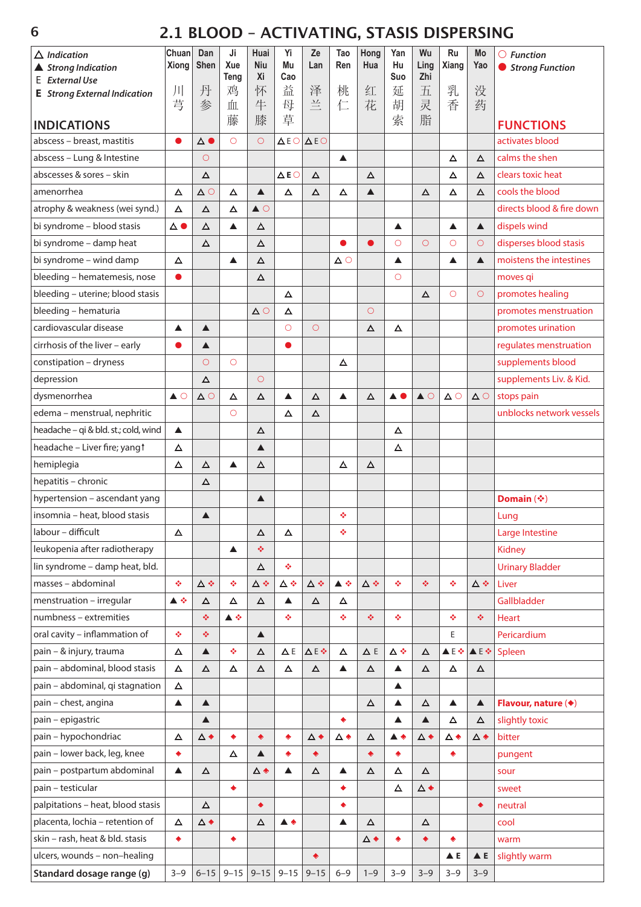# 2.1 BLOOD – ACTIVATING, STASIS DISPERSING

△ *Indication*
▲ *Strong Indication*
E *External Use*
**E** *Strong External Indication*

○ *Function*
● *Strong Function*

| INDICATIONS | Chuan Xiong 川芎 | Dan Shen 丹参 | Ji Xue Teng 鸡血藤 | Huai Niu Xi 怀牛膝 | Yi Mu Cao 益母草 | Ze Lan 泽兰 | Tao Ren 桃仁 | Hong Hua 红花 | Yan Hu Suo 延胡索 | Wu Ling Zhi 五灵脂 | Ru Xiang 乳香 | Mo Yao 没药 | FUNCTIONS |
|---|---|---|---|---|---|---|---|---|---|---|---|---|---|
| abscess – breast, mastitis | ● | △ ● | ○ | ○ | △ E ○ | △ E ○ | | | | | | | activates blood |
| abscess – Lung & Intestine | | ○ | | | | | ▲ | | | | △ | △ | calms the shen |
| abscesses & sores – skin | | △ | | | △ E ○ | △ | | △ | | | △ | △ | clears toxic heat |
| amenorrhea | △ | △ ○ | △ | ▲ | △ | △ | △ | ▲ | | △ | △ | △ | cools the blood |
| atrophy & weakness (wei synd.) | △ | △ | △ | ▲ ○ | | | | | | | | | directs blood & fire down |
| bi syndrome – blood stasis | △ ● | △ | ▲ | △ | | | | | ▲ | | ▲ | ▲ | dispels wind |
| bi syndrome – damp heat | | △ | | △ | | | ● | ● | ○ | ○ | ○ | ○ | disperses blood stasis |
| bi syndrome – wind damp | △ | | ▲ | △ | | | △ ○ | | ▲ | | ▲ | ▲ | moistens the intestines |
| bleeding – hematemesis, nose | ● | | | △ | | | | | ○ | | | | moves qi |
| bleeding – uterine; blood stasis | | | | | △ | | | | | △ | ○ | ○ | promotes healing |
| bleeding – hematuria | | | | △ ○ | △ | | | ○ | | | | | promotes menstruation |
| cardiovascular disease | ▲ | ▲ | | | ○ | ○ | | △ | △ | | | | promotes urination |
| cirrhosis of the liver – early | ● | ▲ | | | ● | | | | | | | | regulates menstruation |
| constipation – dryness | | ○ | ○ | | | | △ | | | | | | supplements blood |
| depression | | △ | | ○ | | | | | | | | | supplements Liv. & Kid. |
| dysmenorrhea | ▲ ○ | △ ○ | △ | △ | ▲ | △ | ▲ | △ | ▲ ● | ▲ ○ | △ ○ | △ ○ | stops pain |
| edema – menstrual, nephritic | | | ○ | | △ | △ | | | | | | | unblocks network vessels |
| headache – qi & bld. st.; cold, wind | ▲ | | | △ | | | | | △ | | | | |
| headache – Liver fire; yang↑ | △ | | | ▲ | | | | | △ | | | | |
| hemiplegia | △ | △ | ▲ | △ | | | △ | △ | | | | | |
| hepatitis – chronic | | △ | | | | | | | | | | | |
| hypertension – ascendant yang | | | | ▲ | | | | | | | | | **Domain (❖)** |
| insomnia – heat, blood stasis | | ▲ | | | | | ❖ | | | | | | Lung |
| labour – difficult | △ | | | △ | △ | | ❖ | | | | | | Large Intestine |
| leukopenia after radiotherapy | | | ▲ | ❖ | | | | | | | | | Kidney |
| lin syndrome – damp heat, bld. | | | | △ | ❖ | | | | | | | | Urinary Bladder |
| masses – abdominal | ❖ | △ ❖ | ❖ | △ ❖ | △ ❖ | △ ❖ | ▲ ❖ | △ ❖ | ❖ | ❖ | ❖ | △ ❖ | Liver |
| menstruation – irregular | ▲ ❖ | △ | △ | △ | ▲ | △ | △ | | | | | | Gallbladder |
| numbness – extremities | | ❖ | ▲ ❖ | | ❖ | | ❖ | ❖ | ❖ | | ❖ | ❖ | Heart |
| oral cavity – inflammation of | ❖ | ❖ | | ▲ | | | | | | | E | | Pericardium |
| pain – & injury, trauma | △ | ▲ | ❖ | △ | △ E | △ E ❖ | △ | △ E | △ ❖ | △ | ▲ E ❖ | ▲ E ❖ | Spleen |
| pain – abdominal, blood stasis | △ | △ | △ | △ | △ | △ | ▲ | △ | ▲ | △ | △ | △ | |
| pain – abdominal, qi stagnation | △ | | | | | | | | ▲ | | | | |
| pain – chest, angina | ▲ | ▲ | | | | | | △ | ▲ | △ | ▲ | ▲ | **Flavour, nature (◆)** |
| pain – epigastric | | ▲ | | | | | ◆ | | ▲ | ▲ | △ | △ | slightly toxic |
| pain – hypochondriac | △ | △ ◆ | ◆ | ◆ | ◆ | △ ◆ | △ ◆ | △ | ▲ ◆ | △ ◆ | △ ◆ | △ ◆ | bitter |
| pain – lower back, leg, knee | ◆ | | △ | ▲ | ◆ | ◆ | | ◆ | ◆ | | ◆ | | pungent |
| pain – postpartum abdominal | ▲ | △ | | △ ◆ | ▲ | △ | ▲ | △ | △ | △ | | | sour |
| pain – testicular | | | ◆ | | | | ◆ | | △ | △ ◆ | | | sweet |
| palpitations – heat, blood stasis | | △ | | ◆ | | | ◆ | | | | | ◆ | neutral |
| placenta, lochia – retention of | △ | △ ◆ | | △ | ▲ ◆ | | ▲ | △ | | △ | | | cool |
| skin – rash, heat & bld. stasis | ◆ | | ◆ | | | | | △ ◆ | ◆ | ◆ | ◆ | | warm |
| ulcers, wounds – non–healing | | | | | | ◆ | | | | | ▲ **E** | ▲ **E** | slightly warm |
| **Standard dosage range (g)** | 3–9 | 6–15 | 9–15 | 9–15 | 9–15 | 9–15 | 6–9 | 1–9 | 3–9 | 3–9 | 3–9 | 3–9 | |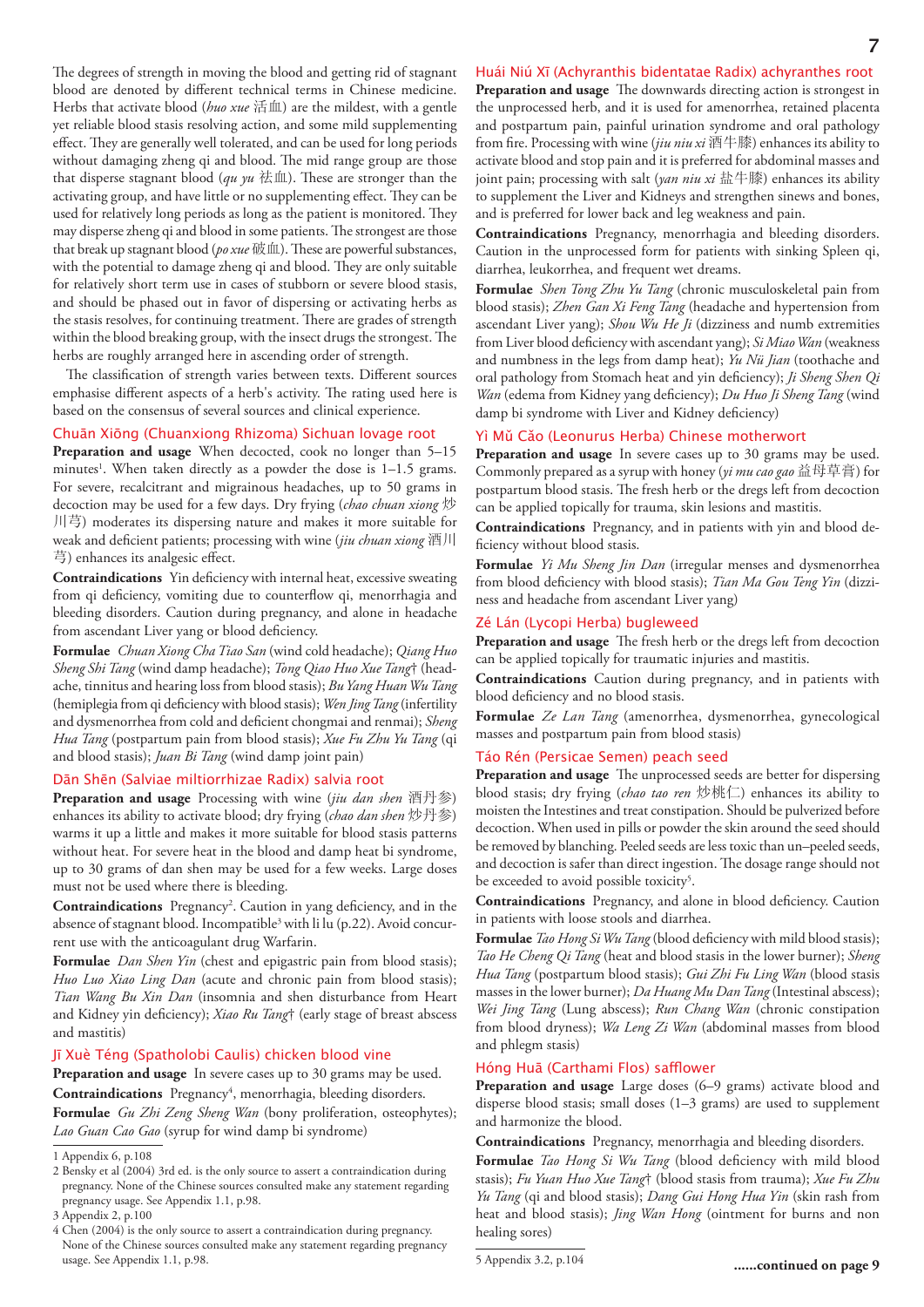The degrees of strength in moving the blood and getting rid of stagnant blood are denoted by different technical terms in Chinese medicine. Herbs that activate blood (*huo xue* 活血) are the mildest, with a gentle yet reliable blood stasis resolving action, and some mild supplementing effect. They are generally well tolerated, and can be used for long periods without damaging zheng qi and blood. The mid range group are those that disperse stagnant blood (*qu yu* 祛血). These are stronger than the activating group, and have little or no supplementing effect. They can be used for relatively long periods as long as the patient is monitored. They may disperse zheng qi and blood in some patients. The strongest are those that break up stagnant blood (*po xue* 破血). These are powerful substances, with the potential to damage zheng qi and blood. They are only suitable for relatively short term use in cases of stubborn or severe blood stasis, and should be phased out in favor of dispersing or activating herbs as the stasis resolves, for continuing treatment. There are grades of strength within the blood breaking group, with the insect drugs the strongest. The herbs are roughly arranged here in ascending order of strength.

The classification of strength varies between texts. Different sources emphasise different aspects of a herb's activity. The rating used here is based on the consensus of several sources and clinical experience.

### Chuān Xiōng (Chuanxiong Rhizoma) Sichuan lovage root

**Preparation and usage** When decocted, cook no longer than 5–15 minutes[1]. When taken directly as a powder the dose is 1–1.5 grams. For severe, recalcitrant and migrainous headaches, up to 50 grams in decoction may be used for a few days. Dry frying (*chao chuan xiong* 炒川芎) moderates its dispersing nature and makes it more suitable for weak and deficient patients; processing with wine (*jiu chuan xiong* 酒川芎) enhances its analgesic effect.

**Contraindications** Yin deficiency with internal heat, excessive sweating from qi deficiency, vomiting due to counterflow qi, menorrhagia and bleeding disorders. Caution during pregnancy, and alone in headache from ascendant Liver yang or blood deficiency.

**Formulae** *Chuan Xiong Cha Tiao San* (wind cold headache); *Qiang Huo Sheng Shi Tang* (wind damp headache); *Tong Qiao Huo Xue Tang*† (headache, tinnitus and hearing loss from blood stasis); *Bu Yang Huan Wu Tang* (hemiplegia from qi deficiency with blood stasis); *Wen Jing Tang* (infertility and dysmenorrhea from cold and deficient chongmai and renmai); *Sheng Hua Tang* (postpartum pain from blood stasis); *Xue Fu Zhu Yu Tang* (qi and blood stasis); *Juan Bi Tang* (wind damp joint pain)

### Dān Shēn (Salviae miltiorrhizae Radix) salvia root

**Preparation and usage** Processing with wine (*jiu dan shen* 酒丹参) enhances its ability to activate blood; dry frying (*chao dan shen* 炒丹参) warms it up a little and makes it more suitable for blood stasis patterns without heat. For severe heat in the blood and damp heat bi syndrome, up to 30 grams of dan shen may be used for a few weeks. Large doses must not be used where there is bleeding.

**Contraindications** Pregnancy[2]. Caution in yang deficiency, and in the absence of stagnant blood. Incompatible[3] with li lu (p.22). Avoid concurrent use with the anticoagulant drug Warfarin.

**Formulae** *Dan Shen Yin* (chest and epigastric pain from blood stasis); *Huo Luo Xiao Ling Dan* (acute and chronic pain from blood stasis); *Tian Wang Bu Xin Dan* (insomnia and shen disturbance from Heart and Kidney yin deficiency); *Xiao Ru Tang*† (early stage of breast abscess and mastitis)

### Jī Xuè Téng (Spatholobi Caulis) chicken blood vine

**Preparation and usage** In severe cases up to 30 grams may be used.

**Contraindications** Pregnancy[4], menorrhagia, bleeding disorders.

**Formulae** *Gu Zhi Zeng Sheng Wan* (bony proliferation, osteophytes); *Lao Guan Cao Gao* (syrup for wind damp bi syndrome)

1 Appendix 6, p.108

2 Bensky et al (2004) 3rd ed. is the only source to assert a contraindication during pregnancy. None of the Chinese sources consulted make any statement regarding pregnancy usage. See Appendix 1.1, p.98.

3 Appendix 2, p.100

4 Chen (2004) is the only source to assert a contraindication during pregnancy. None of the Chinese sources consulted make any statement regarding pregnancy usage. See Appendix 1.1, p.98.

### Huái Niú Xī (Achyranthis bidentatae Radix) achyranthes root

**Preparation and usage** The downwards directing action is strongest in the unprocessed herb, and it is used for amenorrhea, retained placenta and postpartum pain, painful urination syndrome and oral pathology from fire. Processing with wine (*jiu niu xi* 酒牛膝) enhances its ability to activate blood and stop pain and it is preferred for abdominal masses and joint pain; processing with salt (*yan niu xi* 盐牛膝) enhances its ability to supplement the Liver and Kidneys and strengthen sinews and bones, and is preferred for lower back and leg weakness and pain.

**Contraindications** Pregnancy, menorrhagia and bleeding disorders. Caution in the unprocessed form for patients with sinking Spleen qi, diarrhea, leukorrhea, and frequent wet dreams.

**Formulae** *Shen Tong Zhu Yu Tang* (chronic musculoskeletal pain from blood stasis); *Zhen Gan Xi Feng Tang* (headache and hypertension from ascendant Liver yang); *Shou Wu He Ji* (dizziness and numb extremities from Liver blood deficiency with ascendant yang); *Si Miao Wan* (weakness and numbness in the legs from damp heat); *Yu Nü Jian* (toothache and oral pathology from Stomach heat and yin deficiency); *Ji Sheng Shen Qi Wan* (edema from Kidney yang deficiency); *Du Huo Ji Sheng Tang* (wind damp bi syndrome with Liver and Kidney deficiency)

### Yì Mǔ Cǎo (Leonurus Herba) Chinese motherwort

**Preparation and usage** In severe cases up to 30 grams may be used. Commonly prepared as a syrup with honey (*yi mu cao gao* 益母草膏) for postpartum blood stasis. The fresh herb or the dregs left from decoction can be applied topically for trauma, skin lesions and mastitis.

**Contraindications** Pregnancy, and in patients with yin and blood deficiency without blood stasis.

**Formulae** *Yi Mu Sheng Jin Dan* (irregular menses and dysmenorrhea from blood deficiency with blood stasis); *Tian Ma Gou Teng Yin* (dizziness and headache from ascendant Liver yang)

### Zé Lán (Lycopi Herba) bugleweed

**Preparation and usage** The fresh herb or the dregs left from decoction can be applied topically for traumatic injuries and mastitis.

**Contraindications** Caution during pregnancy, and in patients with blood deficiency and no blood stasis.

**Formulae** *Ze Lan Tang* (amenorrhea, dysmenorrhea, gynecological masses and postpartum pain from blood stasis)

### Táo Rén (Persicae Semen) peach seed

**Preparation and usage** The unprocessed seeds are better for dispersing blood stasis; dry frying (*chao tao ren* 炒桃仁) enhances its ability to moisten the Intestines and treat constipation. Should be pulverized before decoction. When used in pills or powder the skin around the seed should be removed by blanching. Peeled seeds are less toxic than un–peeled seeds, and decoction is safer than direct ingestion. The dosage range should not be exceeded to avoid possible toxicity[5].

**Contraindications** Pregnancy, and alone in blood deficiency. Caution in patients with loose stools and diarrhea.

**Formulae** *Tao Hong Si Wu Tang* (blood deficiency with mild blood stasis); *Tao He Cheng Qi Tang* (heat and blood stasis in the lower burner); *Sheng Hua Tang* (postpartum blood stasis); *Gui Zhi Fu Ling Wan* (blood stasis masses in the lower burner); *Da Huang Mu Dan Tang* (Intestinal abscess); *Wei Jing Tang* (Lung abscess); *Run Chang Wan* (chronic constipation from blood dryness); *Wa Leng Zi Wan* (abdominal masses from blood and phlegm stasis)

### Hóng Huā (Carthami Flos) safflower

**Preparation and usage** Large doses (6–9 grams) activate blood and disperse blood stasis; small doses (1–3 grams) are used to supplement and harmonize the blood.

**Contraindications** Pregnancy, menorrhagia and bleeding disorders.

**Formulae** *Tao Hong Si Wu Tang* (blood deficiency with mild blood stasis); *Fu Yuan Huo Xue Tang*† (blood stasis from trauma); *Xue Fu Zhu Yu Tang* (qi and blood stasis); *Dang Gui Hong Hua Yin* (skin rash from heat and blood stasis); *Jing Wan Hong* (ointment for burns and non healing sores)

5 Appendix 3.2, p.104

**......continued on page 9**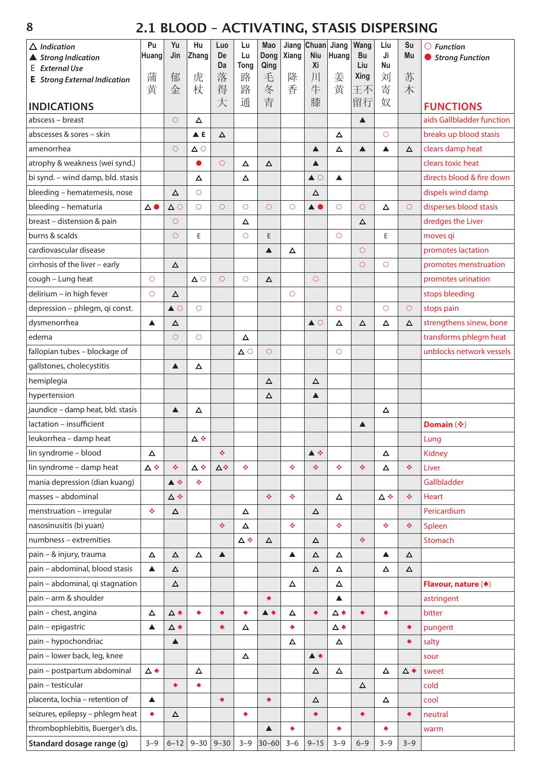# 2.1 BLOOD – ACTIVATING, STASIS DISPERSING

△ *Indication* ▲ *Strong Indication* E *External Use* **E** *Strong External Indication*

○ *Function* ● *Strong Function*

| INDICATIONS | Pu Huang 蒲黄 | Yu Jin 郁金 | Hu Zhang 虎杖 | Luo De Da 落得大 | Lu Lu Tong 路路通 | Mao Dong Qing 毛冬青 | Jiang Xiang 降香 | Chuan Niu Xi 川牛膝 | Jiang Huang 姜黄 | Wang Bu Liu Xing 王不留行 | Liu Ji Nu 刘寄奴 | Su Mu 苏木 | FUNCTIONS |
|---|---|---|---|---|---|---|---|---|---|---|---|---|---|
| abscess – breast | | ○ | △ | | | | | | | ▲ | | | aids Gallbladder function |
| abscesses & sores – skin | | | ▲ E | △ | | | | | △ | | ○ | | breaks up blood stasis |
| amenorrhea | | ○ | △ ○ | | | | | ▲ | △ | ▲ | ▲ | △ | clears damp heat |
| atrophy & weakness (wei synd.) | | | ● | ○ | △ | △ | | ▲ | | | | | clears toxic heat |
| bi synd. – wind damp, bld. stasis | | | △ | | △ | | | ▲ ○ | ▲ | | | | directs blood & fire down |
| bleeding – hematemesis, nose | | △ | ○ | | | | | △ | | | | | dispels wind damp |
| bleeding – hematuria | △ ● | △ ○ | ○ | ○ | ○ | ○ | ○ | ▲ ● | ○ | ○ | △ | ○ | disperses blood stasis |
| breast – distension & pain | | ○ | | | △ | | | | | △ | | | dredges the Liver |
| burns & scalds | | ○ | E | | ○ | E | | | ○ | | E | | moves qi |
| cardiovascular disease | | | | | | ▲ | △ | | | ○ | | | promotes lactation |
| cirrhosis of the liver – early | | △ | | | | | | | | ○ | ○ | | promotes menstruation |
| cough – Lung heat | ○ | | △ ○ | ○ | ○ | △ | | ○ | | | | | promotes urination |
| delirium – in high fever | ○ | △ | | | | | ○ | | | | | | stops bleeding |
| depression – phlegm, qi const. | | ▲ ○ | ○ | | | | | | ○ | | ○ | ○ | stops pain |
| dysmenorrhea | ▲ | △ | | | | | | ▲ ○ | △ | △ | △ | △ | strengthens sinew, bone |
| edema | | ○ | ○ | | △ | | | | | | | | transforms phlegm heat |
| fallopian tubes – blockage of | | | | | △ ○ | ○ | | | ○ | | | | unblocks network vessels |
| gallstones, cholecystitis | | ▲ | △ | | | | | | | | | | |
| hemiplegia | | | | | | △ | | △ | | | | | |
| hypertension | | | | | | △ | | ▲ | | | | | |
| jaundice – damp heat, bld. stasis | | ▲ | △ | | | | | | | | △ | | |
| lactation – insufficient | | | | | | | | | | ▲ | | | **Domain (❖)** |
| leukorrhea – damp heat | | | △ ❖ | | | | | | | | | | Lung |
| lin syndrome – blood | △ | | | ❖ | | | | ▲ ❖ | | | △ | | Kidney |
| lin syndrome – damp heat | △ ❖ | ❖ | △ ❖ | △ ❖ | ❖ | | ❖ | ❖ | ❖ | ❖ | △ | ❖ | Liver |
| mania depression (dian kuang) | | ▲ ❖ | ❖ | | | | | | | | | | Gallbladder |
| masses – abdominal | | △ ❖ | | | | ❖ | ❖ | | △ | | △ ❖ | ❖ | Heart |
| menstruation – irregular | ❖ | △ | | | △ | | | △ | | | | | Pericardium |
| nasosinusitis (bi yuan) | | | | ❖ | △ | | ❖ | | ❖ | | ❖ | ❖ | Spleen |
| numbness – extremities | | | | | △ ❖ | △ | | △ | | ❖ | | | Stomach |
| pain – & injury, trauma | △ | △ | △ | ▲ | | | ▲ | △ | △ | | ▲ | △ | |
| pain – abdominal, blood stasis | ▲ | △ | | | | | | △ | △ | | △ | △ | |
| pain – abdominal, qi stagnation | | △ | | | | | △ | | △ | | | | **Flavour, nature (◆)** |
| pain – arm & shoulder | | | | | | ◆ | | | ▲ | | | | astringent |
| pain – chest, angina | △ | △ ◆ | ◆ | ◆ | ◆ | ▲ ◆ | △ | ◆ | △ ◆ | ◆ | ◆ | | bitter |
| pain – epigastric | ▲ | △ ◆ | | ◆ | △ | | ◆ | | △ ◆ | | | ◆ | pungent |
| pain – hypochondriac | | ▲ | | | | | △ | | △ | | | ◆ | salty |
| pain – lower back, leg, knee | | | | | △ | | | ▲ ◆ | | | | | sour |
| pain – postpartum abdominal | △ ◆ | | △ | | | | | △ | △ | | △ | △ ◆ | sweet |
| pain – testicular | | ◆ | ◆ | | | | | | | △ | | | cold |
| placenta, lochia – retention of | ▲ | | | ◆ | | ◆ | | △ | | | △ | | cool |
| seizures, epilepsy – phlegm heat | ◆ | △ | | | ◆ | | | ◆ | | ◆ | | ◆ | neutral |
| thrombophlebitis, Buerger's dis. | | | | | | ▲ | ◆ | | ◆ | | ◆ | | warm |
| **Standard dosage range (g)** | 3–9 | 6–12 | 9–30 | 9–30 | 3–9 | 30–60 | 3–6 | 9–15 | 3–9 | 6–9 | 3–9 | 3–9 | |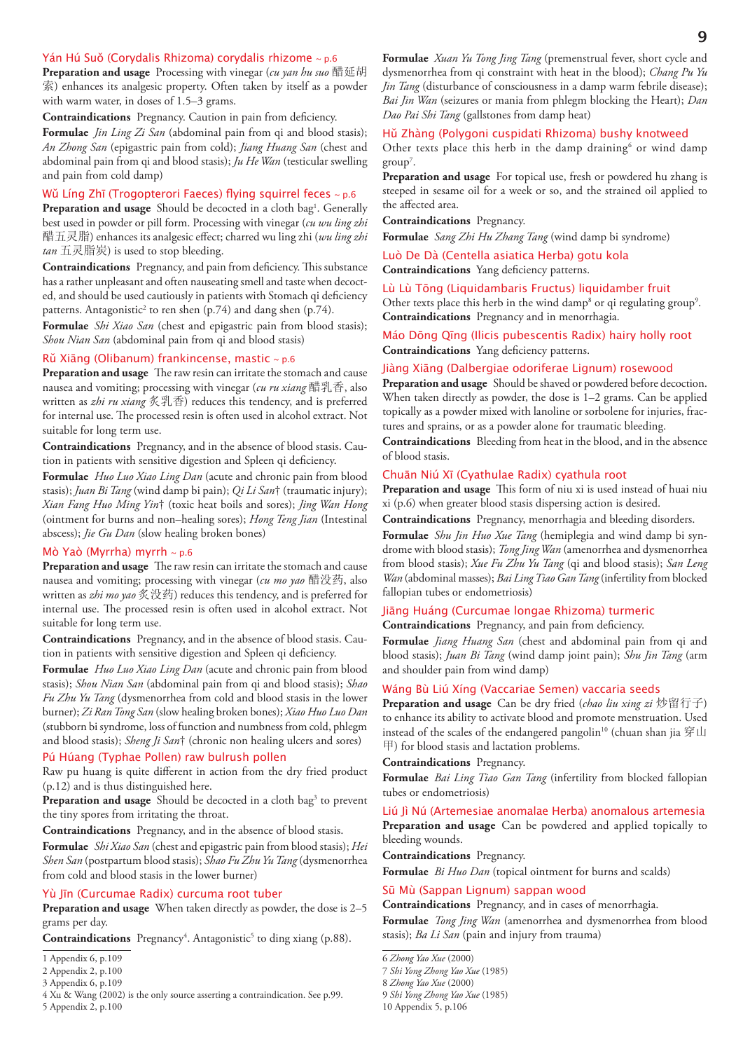### Yán Hú Suǒ (Corydalis Rhizoma) corydalis rhizome ~ p.6

**Preparation and usage** Processing with vinegar (*cu yan hu suo* 醋延胡索) enhances its analgesic property. Often taken by itself as a powder with warm water, in doses of 1.5–3 grams.

**Contraindications** Pregnancy. Caution in pain from deficiency.

**Formulae** *Jin Ling Zi San* (abdominal pain from qi and blood stasis); *An Zhong San* (epigastric pain from cold); *Jiang Huang San* (chest and abdominal pain from qi and blood stasis); *Ju He Wan* (testicular swelling and pain from cold damp)

### Wǔ Líng Zhī (Trogopterori Faeces) flying squirrel feces ~ p.6

**Preparation and usage** Should be decocted in a cloth bag[1]. Generally best used in powder or pill form. Processing with vinegar (*cu wu ling zhi* 醋五灵脂) enhances its analgesic effect; charred wu ling zhi (*wu ling zhi tan* 五灵脂炭) is used to stop bleeding.

**Contraindications** Pregnancy, and pain from deficiency. This substance has a rather unpleasant and often nauseating smell and taste when decocted, and should be used cautiously in patients with Stomach qi deficiency patterns. Antagonistic[2] to ren shen (p.74) and dang shen (p.74).

**Formulae** *Shi Xiao San* (chest and epigastric pain from blood stasis); *Shou Nian San* (abdominal pain from qi and blood stasis)

### Rǔ Xiāng (Olibanum) frankincense, mastic ~ p.6

**Preparation and usage** The raw resin can irritate the stomach and cause nausea and vomiting; processing with vinegar (*cu ru xiang* 醋乳香, also written as *zhi ru xiang* 炙乳香) reduces this tendency, and is preferred for internal use. The processed resin is often used in alcohol extract. Not suitable for long term use.

**Contraindications** Pregnancy, and in the absence of blood stasis. Caution in patients with sensitive digestion and Spleen qi deficiency.

**Formulae** *Huo Luo Xiao Ling Dan* (acute and chronic pain from blood stasis); *Juan Bi Tang* (wind damp bi pain); *Qi Li San*† (traumatic injury); *Xian Fang Huo Ming Yin*† (toxic heat boils and sores); *Jing Wan Hong* (ointment for burns and non–healing sores); *Hong Teng Jian* (Intestinal abscess); *Jie Gu Dan* (slow healing broken bones)

### Mò Yaò (Myrrha) myrrh ~ p.6

**Preparation and usage** The raw resin can irritate the stomach and cause nausea and vomiting; processing with vinegar (*cu mo yao* 醋没药, also written as *zhi mo yao* 炙没药) reduces this tendency, and is preferred for internal use. The processed resin is often used in alcohol extract. Not suitable for long term use.

**Contraindications** Pregnancy, and in the absence of blood stasis. Caution in patients with sensitive digestion and Spleen qi deficiency.

**Formulae** *Huo Luo Xiao Ling Dan* (acute and chronic pain from blood stasis); *Shou Nian San* (abdominal pain from qi and blood stasis); *Shao Fu Zhu Yu Tang* (dysmenorrhea from cold and blood stasis in the lower burner); *Zi Ran Tong San* (slow healing broken bones); *Xiao Huo Luo Dan* (stubborn bi syndrome, loss of function and numbness from cold, phlegm and blood stasis); *Sheng Ji San*† (chronic non healing ulcers and sores)

### Pú Húang (Typhae Pollen) raw bulrush pollen

Raw pu huang is quite different in action from the dry fried product (p.12) and is thus distinguished here.

**Preparation and usage** Should be decocted in a cloth bag[3] to prevent the tiny spores from irritating the throat.

**Contraindications** Pregnancy, and in the absence of blood stasis.

**Formulae** *Shi Xiao San* (chest and epigastric pain from blood stasis); *Hei Shen San* (postpartum blood stasis); *Shao Fu Zhu Yu Tang* (dysmenorrhea from cold and blood stasis in the lower burner)

### Yù Jīn (Curcumae Radix) curcuma root tuber

**Preparation and usage** When taken directly as powder, the dose is 2–5 grams per day.

**Contraindications** Pregnancy[4]. Antagonistic[5] to ding xiang (p.88).

**Formulae** *Xuan Yu Tong Jing Tang* (premenstrual fever, short cycle and dysmenorrhea from qi constraint with heat in the blood); *Chang Pu Yu Jin Tang* (disturbance of consciousness in a damp warm febrile disease); *Bai Jin Wan* (seizures or mania from phlegm blocking the Heart); *Dan Dao Pai Shi Tang* (gallstones from damp heat)

### Hǔ Zhàng (Polygoni cuspidati Rhizoma) bushy knotweed

Other texts place this herb in the damp draining[6] or wind damp group[7].

**Preparation and usage** For topical use, fresh or powdered hu zhang is steeped in sesame oil for a week or so, and the strained oil applied to the affected area.

**Contraindications** Pregnancy.

**Formulae** *Sang Zhi Hu Zhang Tang* (wind damp bi syndrome)

### Luò De Dà (Centella asiatica Herba) gotu kola

**Contraindications** Yang deficiency patterns.

### Lù Lù Tōng (Liquidambaris Fructus) liquidamber fruit

Other texts place this herb in the wind damp[8] or qi regulating group[9].

**Contraindications** Pregnancy and in menorrhagia.

### Máo Dōng Qīng (Ilicis pubescentis Radix) hairy holly root

**Contraindications** Yang deficiency patterns.

### Jiàng Xiāng (Dalbergiae odoriferae Lignum) rosewood

**Preparation and usage** Should be shaved or powdered before decoction. When taken directly as powder, the dose is 1–2 grams. Can be applied topically as a powder mixed with lanoline or sorbolene for injuries, fractures and sprains, or as a powder alone for traumatic bleeding.

**Contraindications** Bleeding from heat in the blood, and in the absence of blood stasis.

### Chuān Niú Xī (Cyathulae Radix) cyathula root

**Preparation and usage** This form of niu xi is used instead of huai niu xi (p.6) when greater blood stasis dispersing action is desired.

**Contraindications** Pregnancy, menorrhagia and bleeding disorders.

**Formulae** *Shu Jin Huo Xue Tang* (hemiplegia and wind damp bi syndrome with blood stasis); *Tong Jing Wan* (amenorrhea and dysmenorrhea from blood stasis); *Xue Fu Zhu Yu Tang* (qi and blood stasis); *San Leng Wan* (abdominal masses); *Bai Ling Tiao Gan Tang* (infertility from blocked fallopian tubes or endometriosis)

### Jiāng Huáng (Curcumae longae Rhizoma) turmeric

**Contraindications** Pregnancy, and pain from deficiency.

**Formulae** *Jiang Huang San* (chest and abdominal pain from qi and blood stasis); *Juan Bi Tang* (wind damp joint pain); *Shu Jin Tang* (arm and shoulder pain from wind damp)

### Wáng Bù Liú Xíng (Vaccariae Semen) vaccaria seeds

**Preparation and usage** Can be dry fried (*chao liu xing zi* 炒留行子) to enhance its ability to activate blood and promote menstruation. Used instead of the scales of the endangered pangolin[10] (chuan shan jia 穿山甲) for blood stasis and lactation problems.

**Contraindications** Pregnancy.

**Formulae** *Bai Ling Tiao Gan Tang* (infertility from blocked fallopian tubes or endometriosis)

### Liú Jì Nú (Artemesiae anomalae Herba) anomalous artemesia

**Preparation and usage** Can be powdered and applied topically to bleeding wounds.

**Contraindications** Pregnancy.

**Formulae** *Bi Huo Dan* (topical ointment for burns and scalds)

### Sū Mù (Sappan Lignum) sappan wood

**Contraindications** Pregnancy, and in cases of menorrhagia.

**Formulae** *Tong Jing Wan* (amenorrhea and dysmenorrhea from blood stasis); *Ba Li San* (pain and injury from trauma)

---

1 Appendix 6, p.109
2 Appendix 2, p.100
3 Appendix 6, p.109
4 Xu & Wang (2002) is the only source asserting a contraindication. See p.99.
5 Appendix 2, p.100
6 *Zhong Yao Xue* (2000)
7 *Shi Yong Zhong Yao Xue* (1985)
8 *Zhong Yao Xue* (2000)
9 *Shi Yong Zhong Yao Xue* (1985)
10 Appendix 5, p.106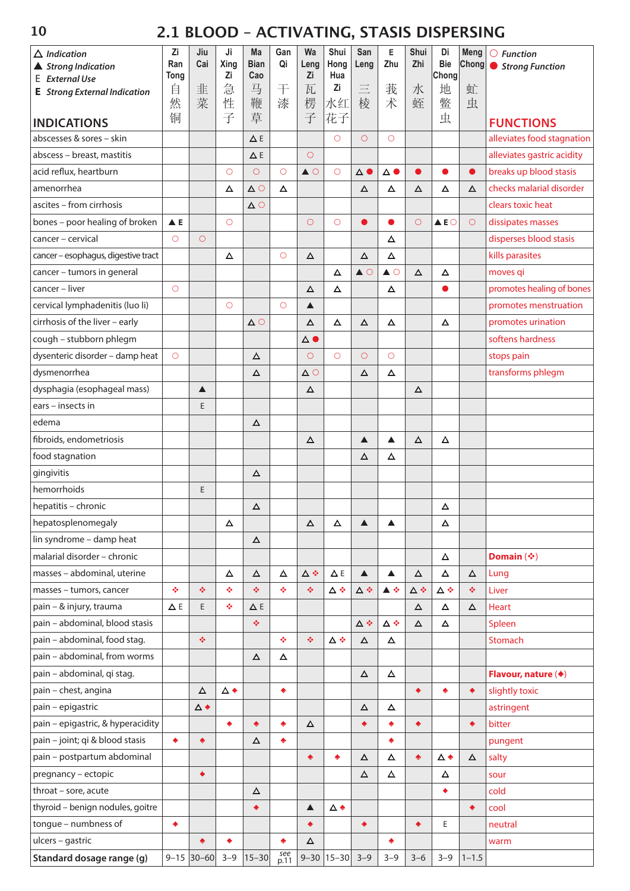# 2.1 BLOOD – ACTIVATING, STASIS DISPERSING

△ *Indication*
▲ *Strong Indication*
E *External Use*
**E** *Strong External Indication*

○ *Function*
● *Strong Function*

| INDICATIONS | Zi Ran Tong 自然铜 | Jiu Cai 韭菜 | Ji Xing Zi 急性子 | Ma Bian Cao 马鞭草 | Gan Qi 干漆 | Wa Leng Zi 瓦楞子 | Shui Hong Hua Zi 水红花子 | San Leng 三棱 | E Zhu 莪术 | Shui Zhi 水蛭 | Di Bie Chong 地鳖虫 | Meng Chong 虻虫 | FUNCTIONS |
|---|---|---|---|---|---|---|---|---|---|---|---|---|---|
| abscesses & sores – skin | | | | △ E | | | ○ | ○ | ○ | | | | alleviates food stagnation |
| abscess – breast, mastitis | | | | △ E | | ○ | | | | | | | alleviates gastric acidity |
| acid reflux, heartburn | | | ○ | ○ | ○ | ▲ ○ | ○ | △ ● | △ ● | ● | ● | ● | breaks up blood stasis |
| amenorrhea | | | △ | △ ○ | △ | | | △ | △ | △ | △ | △ | checks malarial disorder |
| ascites – from cirrhosis | | | | △ ○ | | | | | | | | | clears toxic heat |
| bones – poor healing of broken | ▲ **E** | | ○ | | | ○ | ○ | ● | ● | ○ | ▲ **E** ○ | ○ | dissipates masses |
| cancer – cervical | ○ | ○ | | | | | | | △ | | | | disperses blood stasis |
| cancer – esophagus, digestive tract | | | △ | | ○ | △ | | △ | △ | | | | kills parasites |
| cancer – tumors in general | | | | | | | △ | ▲ ○ | ▲ ○ | △ | △ | | moves qi |
| cancer – liver | ○ | | | | | △ | △ | | △ | | ● | | promotes healing of bones |
| cervical lymphadenitis (luo li) | | | ○ | | ○ | ▲ | | | | | | | promotes menstruation |
| cirrhosis of the liver – early | | | | △ ○ | | △ | △ | △ | △ | | △ | | promotes urination |
| cough – stubborn phlegm | | | | | | △ ● | | | | | | | softens hardness |
| dysenteric disorder – damp heat | ○ | | | △ | | ○ | ○ | ○ | ○ | | | | stops pain |
| dysmenorrhea | | | | △ | | △ ○ | | △ | △ | | | | transforms phlegm |
| dysphagia (esophageal mass) | | ▲ | | | | △ | | | | △ | | | |
| ears – insects in | | E | | | | | | | | | | | |
| edema | | | | △ | | | | | | | | | |
| fibroids, endometriosis | | | | | | △ | | ▲ | ▲ | △ | △ | | |
| food stagnation | | | | | | | | △ | △ | | | | |
| gingivitis | | | | △ | | | | | | | | | |
| hemorrhoids | | E | | | | | | | | | | | |
| hepatitis – chronic | | | | △ | | | | | | | △ | | |
| hepatosplenomegaly | | | △ | | | △ | △ | ▲ | ▲ | | △ | | |
| lin syndrome – damp heat | | | | △ | | | | | | | | | |
| malarial disorder – chronic | | | | | | | | | | | △ | | **Domain (❖)** |
| masses – abdominal, uterine | | | △ | △ | △ | △ ❖ | △ E | ▲ | ▲ | △ | △ | △ | Lung |
| masses – tumors, cancer | ❖ | ❖ | ❖ | ❖ | ❖ | ❖ | △ ❖ | △ ❖ | ▲ ❖ | △ ❖ | △ ❖ | ❖ | Liver |
| pain – & injury, trauma | △ E | E | ❖ | △ E | | | | | | △ | △ | △ | Heart |
| pain – abdominal, blood stasis | | | | ❖ | | | | △ ❖ | △ ❖ | △ | △ | | Spleen |
| pain – abdominal, food stag. | | ❖ | | | ❖ | ❖ | △ ❖ | △ | △ | | | | Stomach |
| pain – abdominal, from worms | | | | △ | △ | | | | | | | | |
| pain – abdominal, qi stag. | | | | | | | | △ | △ | | | | **Flavour, nature (◆)** |
| pain – chest, angina | | △ | △ ◆ | | ◆ | | | | | ◆ | ◆ | ◆ | slightly toxic |
| pain – epigastric | | △ ◆ | | | | | | △ | △ | | | | astringent |
| pain – epigastric, & hyperacidity | | | ◆ | ◆ | ◆ | △ | | ◆ | ◆ | ◆ | | ◆ | bitter |
| pain – joint; qi & blood stasis | ◆ | ◆ | | △ | ◆ | | | | ◆ | | | | pungent |
| pain – postpartum abdominal | | | | | | ◆ | ◆ | △ | △ | ◆ | △ ◆ | △ | salty |
| pregnancy – ectopic | | ◆ | | | | | | △ | △ | | △ | | sour |
| throat – sore, acute | | | | △ | | | | | | | ◆ | | cold |
| thyroid – benign nodules, goitre | | | | ◆ | | ▲ | △ ◆ | | | | | ◆ | cool |
| tongue – numbness of | ◆ | | | | | ◆ | | ◆ | | ◆ | E | | neutral |
| ulcers – gastric | | ◆ | ◆ | | ◆ | △ | | | ◆ | | | | warm |
| **Standard dosage range (g)** | 9–15 | 30–60 | 3–9 | 15–30 | see p.11 | 9–30 | 15–30 | 3–9 | 3–9 | 3–6 | 3–9 | 1–1.5 | |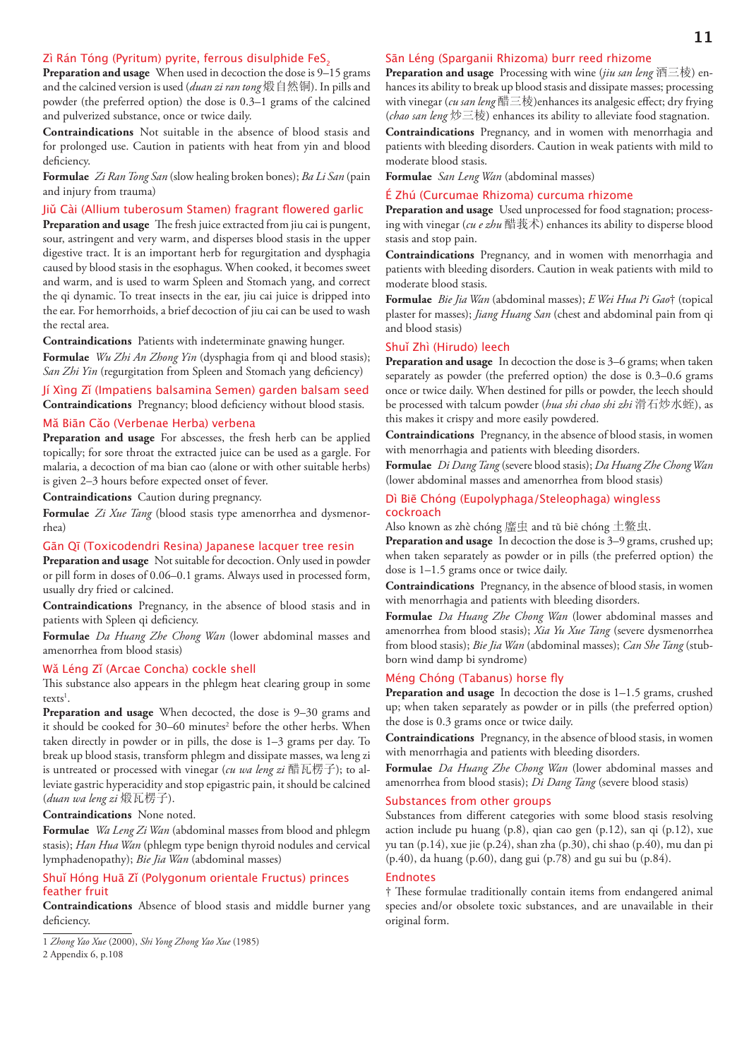### Zì Rán Tóng (Pyritum) pyrite, ferrous disulphide $FeS_2$

**Preparation and usage** When used in decoction the dose is 9–15 grams and the calcined version is used (*duan zi ran tong* 煅自然铜). In pills and powder (the preferred option) the dose is 0.3–1 grams of the calcined and pulverized substance, once or twice daily.

**Contraindications** Not suitable in the absence of blood stasis and for prolonged use. Caution in patients with heat from yin and blood deficiency.

**Formulae** *Zi Ran Tong San* (slow healing broken bones); *Ba Li San* (pain and injury from trauma)

### Jiǔ Cài (Allium tuberosum Stamen) fragrant flowered garlic

**Preparation and usage** The fresh juice extracted from jiu cai is pungent, sour, astringent and very warm, and disperses blood stasis in the upper digestive tract. It is an important herb for regurgitation and dysphagia caused by blood stasis in the esophagus. When cooked, it becomes sweet and warm, and is used to warm Spleen and Stomach yang, and correct the qi dynamic. To treat insects in the ear, jiu cai juice is dripped into the ear. For hemorrhoids, a brief decoction of jiu cai can be used to wash the rectal area.

**Contraindications** Patients with indeterminate gnawing hunger.

**Formulae** *Wu Zhi An Zhong Yin* (dysphagia from qi and blood stasis); *San Zhi Yin* (regurgitation from Spleen and Stomach yang deficiency)

### Jí Xìng Zǐ (Impatiens balsamina Semen) garden balsam seed

**Contraindications** Pregnancy; blood deficiency without blood stasis.

### Mǎ Biān Cǎo (Verbenae Herba) verbena

**Preparation and usage** For abscesses, the fresh herb can be applied topically; for sore throat the extracted juice can be used as a gargle. For malaria, a decoction of ma bian cao (alone or with other suitable herbs) is given 2–3 hours before expected onset of fever.

**Contraindications** Caution during pregnancy.

**Formulae** *Zi Xue Tang* (blood stasis type amenorrhea and dysmenorrhea)

### Gān Qī (Toxicodendri Resina) Japanese lacquer tree resin

**Preparation and usage** Not suitable for decoction. Only used in powder or pill form in doses of 0.06–0.1 grams. Always used in processed form, usually dry fried or calcined.

**Contraindications** Pregnancy, in the absence of blood stasis and in patients with Spleen qi deficiency.

**Formulae** *Da Huang Zhe Chong Wan* (lower abdominal masses and amenorrhea from blood stasis)

### Wǎ Léng Zǐ (Arcae Concha) cockle shell

This substance also appears in the phlegm heat clearing group in some texts[1].

**Preparation and usage** When decocted, the dose is 9–30 grams and it should be cooked for 30–60 minutes[2] before the other herbs. When taken directly in powder or in pills, the dose is 1–3 grams per day. To break up blood stasis, transform phlegm and dissipate masses, wa leng zi is untreated or processed with vinegar (*cu wa leng zi* 醋瓦楞子); to alleviate gastric hyperacidity and stop epigastric pain, it should be calcined (*duan wa leng zi* 煅瓦楞子).

**Contraindications** None noted.

**Formulae** *Wa Leng Zi Wan* (abdominal masses from blood and phlegm stasis); *Han Hua Wan* (phlegm type benign thyroid nodules and cervical lymphadenopathy); *Bie Jia Wan* (abdominal masses)

### Shuǐ Hóng Huā Zǐ (Polygonum orientale Fructus) princes feather fruit

**Contraindications** Absence of blood stasis and middle burner yang deficiency.

### Sān Léng (Sparganii Rhizoma) burr reed rhizome

**Preparation and usage** Processing with wine (*jiu san leng* 酒三棱) enhances its ability to break up blood stasis and dissipate masses; processing with vinegar (*cu san leng* 醋三棱)enhances its analgesic effect; dry frying (*chao san leng* 炒三棱) enhances its ability to alleviate food stagnation.

**Contraindications** Pregnancy, and in women with menorrhagia and patients with bleeding disorders. Caution in weak patients with mild to moderate blood stasis.

**Formulae** *San Leng Wan* (abdominal masses)

### É Zhú (Curcumae Rhizoma) curcuma rhizome

**Preparation and usage** Used unprocessed for food stagnation; processing with vinegar (*cu e zhu* 醋莪术) enhances its ability to disperse blood stasis and stop pain.

**Contraindications** Pregnancy, and in women with menorrhagia and patients with bleeding disorders. Caution in weak patients with mild to moderate blood stasis.

**Formulae** *Bie Jia Wan* (abdominal masses); *E Wei Hua Pi Gao*† (topical plaster for masses); *Jiang Huang San* (chest and abdominal pain from qi and blood stasis)

### Shuǐ Zhì (Hirudo) leech

**Preparation and usage** In decoction the dose is 3–6 grams; when taken separately as powder (the preferred option) the dose is 0.3–0.6 grams once or twice daily. When destined for pills or powder, the leech should be processed with talcum powder (*hua shi chao shi zhi* 滑石炒水蛭), as this makes it crispy and more easily powdered.

**Contraindications** Pregnancy, in the absence of blood stasis, in women with menorrhagia and patients with bleeding disorders.

**Formulae** *Di Dang Tang* (severe blood stasis); *Da Huang Zhe Chong Wan* (lower abdominal masses and amenorrhea from blood stasis)

### Dì Biē Chóng (Eupolyphaga/Steleophaga) wingless cockroach

Also known as zhè chóng 䗪虫 and tǔ biē chóng 土鳖虫.

**Preparation and usage** In decoction the dose is 3–9 grams, crushed up; when taken separately as powder or in pills (the preferred option) the dose is 1–1.5 grams once or twice daily.

**Contraindications** Pregnancy, in the absence of blood stasis, in women with menorrhagia and patients with bleeding disorders.

**Formulae** *Da Huang Zhe Chong Wan* (lower abdominal masses and amenorrhea from blood stasis); *Xia Yu Xue Tang* (severe dysmenorrhea from blood stasis); *Bie Jia Wan* (abdominal masses); *Can She Tang* (stubborn wind damp bi syndrome)

### Méng Chóng (Tabanus) horse fly

**Preparation and usage** In decoction the dose is 1–1.5 grams, crushed up; when taken separately as powder or in pills (the preferred option) the dose is 0.3 grams once or twice daily.

**Contraindications** Pregnancy, in the absence of blood stasis, in women with menorrhagia and patients with bleeding disorders.

**Formulae** *Da Huang Zhe Chong Wan* (lower abdominal masses and amenorrhea from blood stasis); *Di Dang Tang* (severe blood stasis)

### Substances from other groups

Substances from different categories with some blood stasis resolving action include pu huang (p.8), qian cao gen (p.12), san qi (p.12), xue yu tan (p.14), xue jie (p.24), shan zha (p.30), chi shao (p.40), mu dan pi (p.40), da huang (p.60), dang gui (p.78) and gu sui bu (p.84).

### Endnotes

† These formulae traditionally contain items from endangered animal species and/or obsolete toxic substances, and are unavailable in their original form.

---

1 *Zhong Yao Xue* (2000), *Shi Yong Zhong Yao Xue* (1985)

2 Appendix 6, p.108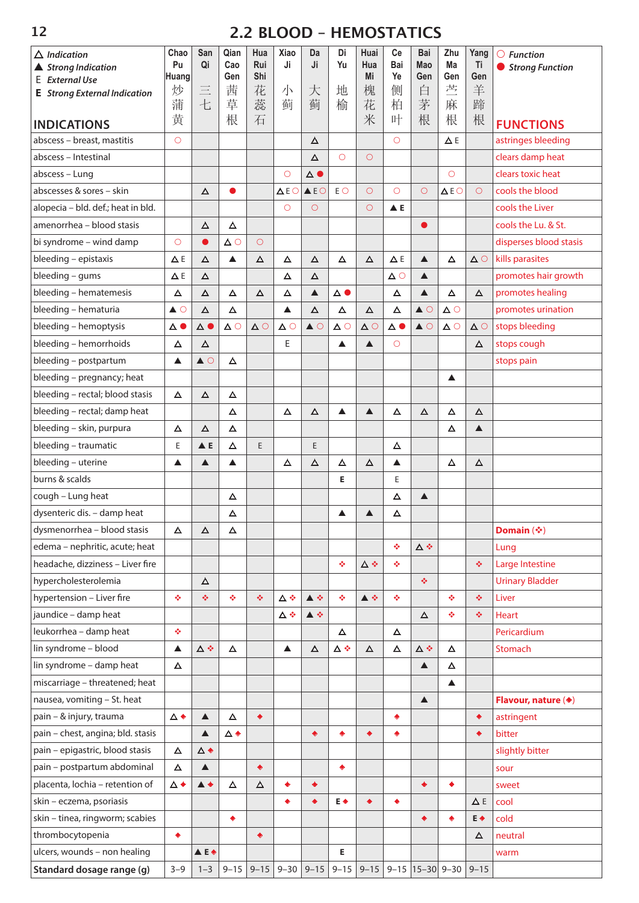# 2.2 BLOOD – HEMOSTATICS

| INDICATIONS | Chao Pu Huang 炒蒲黄 | San Qi 三七 | Qian Cao Gen 茜草根 | Hua Rui Shi 花蕊石 | Xiao Ji 小蓟 | Da Ji 大蓟 | Di Yu 地榆 | Huai Hua Mi 槐花米 | Ce Bai Ye 侧柏叶 | Bai Mao Gen 白茅根 | Zhu Ma Gen 苎麻根 | Yang Ti Gen 羊蹄根 | FUNCTIONS |
|---|---|---|---|---|---|---|---|---|---|---|---|---|---|
| abscess – breast, mastitis | ○ | | | | | △ | | | ○ | | △ E | | astringes bleeding |
| abscess – Intestinal | | | | | | △ | ○ | ○ | | | | | clears damp heat |
| abscess – Lung | | | | | ○ | △ ● | | | | | ○ | | clears toxic heat |
| abscesses & sores – skin | | △ | ● | | △ E ○ | ▲ E ○ | E ○ | ○ | ○ | ○ | △ E ○ | ○ | cools the blood |
| alopecia – bld. def.; heat in bld. | | | | | ○ | ○ | | ○ | ▲ **E** | | | | cools the Liver |
| amenorrhea – blood stasis | | △ | △ | | | | | | | ● | | | cools the Lu. & St. |
| bi syndrome – wind damp | ○ | ● | △ ○ | ○ | | | | | | | | | disperses blood stasis |
| bleeding – epistaxis | △ E | △ | ▲ | △ | △ | △ | △ | △ | △ E | ▲ | △ | △ ○ | kills parasites |
| bleeding – gums | △ E | △ | | | △ | △ | | | △ ○ | ▲ | | | promotes hair growth |
| bleeding – hematemesis | △ | △ | △ | △ | △ | ▲ | △ ● | | △ | ▲ | △ | △ | promotes healing |
| bleeding – hematuria | ▲ ○ | △ | △ | | ▲ | △ | △ | △ | △ | ▲ ○ | △ ○ | | promotes urination |
| bleeding – hemoptysis | △ ● | △ ● | △ ○ | △ ○ | △ ○ | ▲ ○ | △ ○ | △ ○ | △ ● | ▲ ○ | △ ○ | △ ○ | stops bleeding |
| bleeding – hemorrhoids | △ | △ | | | E | | ▲ | ▲ | ○ | | | △ | stops cough |
| bleeding – postpartum | ▲ | ▲ ○ | △ | | | | | | | | | | stops pain |
| bleeding – pregnancy; heat | | | | | | | | | | | ▲ | | |
| bleeding – rectal; blood stasis | △ | △ | △ | | | | | | | | | | |
| bleeding – rectal; damp heat | | | △ | | △ | △ | ▲ | ▲ | △ | △ | △ | △ | |
| bleeding – skin, purpura | △ | △ | △ | | | | | | | | △ | ▲ | |
| bleeding – traumatic | E | ▲ **E** | △ | E | | E | | | △ | | | | |
| bleeding – uterine | ▲ | ▲ | ▲ | | △ | △ | △ | △ | ▲ | | △ | △ | |
| burns & scalds | | | | | | | **E** | | E | | | | |
| cough – Lung heat | | | △ | | | | | | △ | ▲ | | | |
| dysenteric dis. – damp heat | | | △ | | | | ▲ | ▲ | △ | | | | |
| dysmenorrhea – blood stasis | △ | △ | △ | | | | | | | | | | **Domain (❖)** |
| edema – nephritic, acute; heat | | | | | | | | | ❖ | △ ❖ | | | Lung |
| headache, dizziness – Liver fire | | | | | | | ❖ | △ ❖ | ❖ | | | ❖ | Large Intestine |
| hypercholesterolemia | | △ | | | | | | | | ❖ | | | Urinary Bladder |
| hypertension – Liver fire | ❖ | ❖ | ❖ | ❖ | △ ❖ | ▲ ❖ | ❖ | ▲ ❖ | ❖ | | ❖ | ❖ | Liver |
| jaundice – damp heat | | | | | △ ❖ | ▲ ❖ | | | | △ | ❖ | ❖ | Heart |
| leukorrhea – damp heat | ❖ | | | | | | △ | | △ | | | | Pericardium |
| lin syndrome – blood | ▲ | △ ❖ | △ | | ▲ | △ | △ ❖ | △ | △ | △ ❖ | △ | | Stomach |
| lin syndrome – damp heat | △ | | | | | | | | | ▲ | △ | | |
| miscarriage – threatened; heat | | | | | | | | | | | ▲ | | |
| nausea, vomiting – St. heat | | | | | | | | | | ▲ | | | **Flavour, nature (◆)** |
| pain – & injury, trauma | △ ◆ | ▲ | △ | ◆ | | | | | ◆ | | | ◆ | astringent |
| pain – chest, angina; bld. stasis | | ▲ | △ ◆ | | | ◆ | ◆ | ◆ | ◆ | | | ◆ | bitter |
| pain – epigastric, blood stasis | △ | △ ◆ | | | | | | | | | | | slightly bitter |
| pain – postpartum abdominal | △ | ▲ | | ◆ | | | ◆ | | | | | | sour |
| placenta, lochia – retention of | △ ◆ | ▲ ◆ | △ | △ | ◆ | ◆ | | | | ◆ | ◆ | | sweet |
| skin – eczema, psoriasis | | | | | ◆ | ◆ | **E** ◆ | ◆ | ◆ | | | △ E | cool |
| skin – tinea, ringworm; scabies | | | ◆ | | | | | | | ◆ | ◆ | **E** ◆ | cold |
| thrombocytopenia | ◆ | | | ◆ | | | | | | | | △ | neutral |
| ulcers, wounds – non healing | | ▲ **E** ◆ | | | | | **E** | | | | | | warm |
| **Standard dosage range (g)** | 3–9 | 1–3 | 9–15 | 9–15 | 9–30 | 9–15 | 9–15 | 9–15 | 9–15 | 15–30 | 9–30 | 9–15 | |

Legend: △ *Indication*; ▲ *Strong Indication*; E *External Use*; **E** *Strong External Indication*; ○ *Function*; ● *Strong Function*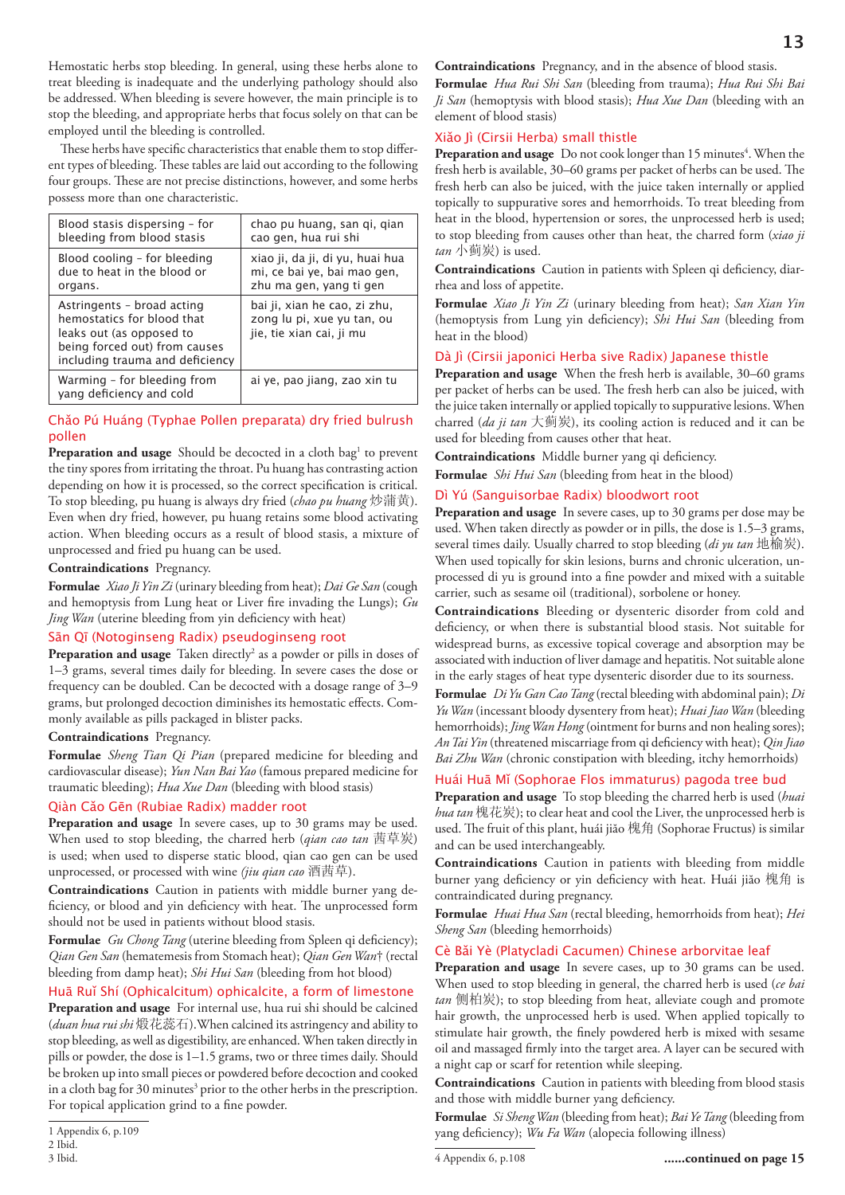Hemostatic herbs stop bleeding. In general, using these herbs alone to treat bleeding is inadequate and the underlying pathology should also be addressed. When bleeding is severe however, the main principle is to stop the bleeding, and appropriate herbs that focus solely on that can be employed until the bleeding is controlled.

These herbs have specific characteristics that enable them to stop different types of bleeding. These tables are laid out according to the following four groups. These are not precise distinctions, however, and some herbs possess more than one characteristic.

| | |
|---|---|
| Blood stasis dispersing – for bleeding from blood stasis | chao pu huang, san qi, qian cao gen, hua rui shi |
| Blood cooling – for bleeding due to heat in the blood or organs. | xiao ji, da ji, di yu, huai hua mi, ce bai ye, bai mao gen, zhu ma gen, yang ti gen |
| Astringents – broad acting hemostatics for blood that leaks out (as opposed to being forced out) from causes including trauma and deficiency | bai ji, xian he cao, zi zhu, zong lu pi, xue yu tan, ou jie, tie xian cai, ji mu |
| Warming – for bleeding from yang deficiency and cold | ai ye, pao jiang, zao xin tu |

## Chǎo Pú Huáng (Typhae Pollen preparata) dry fried bulrush pollen

**Preparation and usage** Should be decocted in a cloth bag[1] to prevent the tiny spores from irritating the throat. Pu huang has contrasting action depending on how it is processed, so the correct specification is critical. To stop bleeding, pu huang is always dry fried (*chao pu huang* 炒蒲黄). Even when dry fried, however, pu huang retains some blood activating action. When bleeding occurs as a result of blood stasis, a mixture of unprocessed and fried pu huang can be used.

**Contraindications** Pregnancy.

**Formulae** *Xiao Ji Yin Zi* (urinary bleeding from heat); *Dai Ge San* (cough and hemoptysis from Lung heat or Liver fire invading the Lungs); *Gu Jing Wan* (uterine bleeding from yin deficiency with heat)

## Sān Qī (Notoginseng Radix) pseudoginseng root

**Preparation and usage** Taken directly[2] as a powder or pills in doses of 1–3 grams, several times daily for bleeding. In severe cases the dose or frequency can be doubled. Can be decocted with a dosage range of 3–9 grams, but prolonged decoction diminishes its hemostatic effects. Commonly available as pills packaged in blister packs.

**Contraindications** Pregnancy.

**Formulae** *Sheng Tian Qi Pian* (prepared medicine for bleeding and cardiovascular disease); *Yun Nan Bai Yao* (famous prepared medicine for traumatic bleeding); *Hua Xue Dan* (bleeding with blood stasis)

## Qiàn Cǎo Gēn (Rubiae Radix) madder root

**Preparation and usage** In severe cases, up to 30 grams may be used. When used to stop bleeding, the charred herb (*qian cao tan* 茜草炭) is used; when used to disperse static blood, qian cao gen can be used unprocessed, or processed with wine (*jiu qian cao* 酒茜草).

**Contraindications** Caution in patients with middle burner yang deficiency, or blood and yin deficiency with heat. The unprocessed form should not be used in patients without blood stasis.

**Formulae** *Gu Chong Tang* (uterine bleeding from Spleen qi deficiency); *Qian Gen San* (hematemesis from Stomach heat); *Qian Gen Wan*† (rectal bleeding from damp heat); *Shi Hui San* (bleeding from hot blood)

## Huā Ruǐ Shí (Ophicalcitum) ophicalcite, a form of limestone

**Preparation and usage** For internal use, hua rui shi should be calcined (*duan hua rui shi* 煅花蕊石). When calcined its astringency and ability to stop bleeding, as well as digestibility, are enhanced. When taken directly in pills or powder, the dose is 1–1.5 grams, two or three times daily. Should be broken up into small pieces or powdered before decoction and cooked in a cloth bag for 30 minutes[3] prior to the other herbs in the prescription. For topical application grind to a fine powder.

**Contraindications** Pregnancy, and in the absence of blood stasis.

**Formulae** *Hua Rui Shi San* (bleeding from trauma); *Hua Rui Shi Bai Ji San* (hemoptysis with blood stasis); *Hua Xue Dan* (bleeding with an element of blood stasis)

## Xiǎo Jì (Cirsii Herba) small thistle

**Preparation and usage** Do not cook longer than 15 minutes[4]. When the fresh herb is available, 30–60 grams per packet of herbs can be used. The fresh herb can also be juiced, with the juice taken internally or applied topically to suppurative sores and hemorrhoids. To treat bleeding from heat in the blood, hypertension or sores, the unprocessed herb is used; to stop bleeding from causes other than heat, the charred form (*xiao ji tan* 小蓟炭) is used.

**Contraindications** Caution in patients with Spleen qi deficiency, diarrhea and loss of appetite.

**Formulae** *Xiao Ji Yin Zi* (urinary bleeding from heat); *San Xian Yin* (hemoptysis from Lung yin deficiency); *Shi Hui San* (bleeding from heat in the blood)

## Dà Jì (Cirsii japonici Herba sive Radix) Japanese thistle

**Preparation and usage** When the fresh herb is available, 30–60 grams per packet of herbs can be used. The fresh herb can also be juiced, with the juice taken internally or applied topically to suppurative lesions. When charred (*da ji tan* 大蓟炭), its cooling action is reduced and it can be used for bleeding from causes other that heat.

**Contraindications** Middle burner yang qi deficiency.

**Formulae** *Shi Hui San* (bleeding from heat in the blood)

## Dì Yú (Sanguisorbae Radix) bloodwort root

**Preparation and usage** In severe cases, up to 30 grams per dose may be used. When taken directly as powder or in pills, the dose is 1.5–3 grams, several times daily. Usually charred to stop bleeding (*di yu tan* 地榆炭). When used topically for skin lesions, burns and chronic ulceration, unprocessed di yu is ground into a fine powder and mixed with a suitable carrier, such as sesame oil (traditional), sorbolene or honey.

**Contraindications** Bleeding or dysenteric disorder from cold and deficiency, or when there is substantial blood stasis. Not suitable for widespread burns, as excessive topical coverage and absorption may be associated with induction of liver damage and hepatitis. Not suitable alone in the early stages of heat type dysenteric disorder due to its sourness.

**Formulae** *Di Yu Gan Cao Tang* (rectal bleeding with abdominal pain); *Di Yu Wan* (incessant bloody dysentery from heat); *Huai Jiao Wan* (bleeding hemorrhoids); *Jing Wan Hong* (ointment for burns and non healing sores); *An Tai Yin* (threatened miscarriage from qi deficiency with heat); *Qin Jiao Bai Zhu Wan* (chronic constipation with bleeding, itchy hemorrhoids)

## Huái Huā Mǐ (Sophorae Flos immaturus) pagoda tree bud

**Preparation and usage** To stop bleeding the charred herb is used (*huai hua tan* 槐花炭); to clear heat and cool the Liver, the unprocessed herb is used. The fruit of this plant, huái jiǎo 槐角 (Sophorae Fructus) is similar and can be used interchangeably.

**Contraindications** Caution in patients with bleeding from middle burner yang deficiency or yin deficiency with heat. Huái jiǎo 槐角 is contraindicated during pregnancy.

**Formulae** *Huai Hua San* (rectal bleeding, hemorrhoids from heat); *Hei Sheng San* (bleeding hemorrhoids)

## Cè Bǎi Yè (Platycladi Cacumen) Chinese arborvitae leaf

**Preparation and usage** In severe cases, up to 30 grams can be used. When used to stop bleeding in general, the charred herb is used (*ce bai tan* 侧柏炭); to stop bleeding from heat, alleviate cough and promote hair growth, the unprocessed herb is used. When applied topically to stimulate hair growth, the finely powdered herb is mixed with sesame oil and massaged firmly into the target area. A layer can be secured with a night cap or scarf for retention while sleeping.

**Contraindications** Caution in patients with bleeding from blood stasis and those with middle burner yang deficiency.

**Formulae** *Si Sheng Wan* (bleeding from heat); *Bai Ye Tang* (bleeding from yang deficiency); *Wu Fa Wan* (alopecia following illness)

**......continued on page 15**

---

1 Appendix 6, p.109
2 Ibid.
3 Ibid.
4 Appendix 6, p.108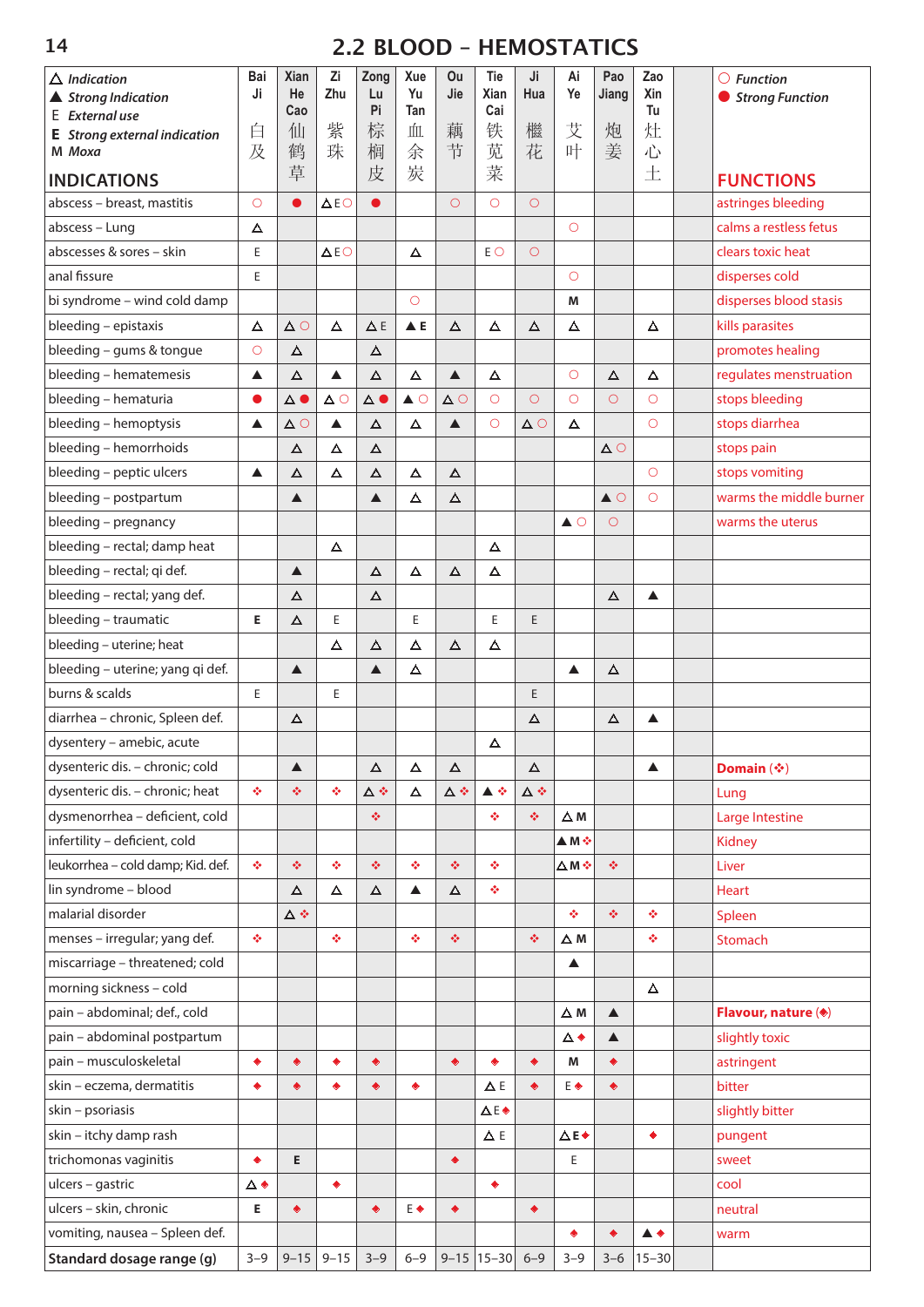## 2.2 BLOOD – HEMOSTATICS

△ *Indication*
▲ ***Strong Indication***
E *External use*
**E** ***Strong external indication***
M *Moxa*

○ *Function*
● ***Strong Function***

| INDICATIONS | Bai Ji 白及 | Xian He Cao 仙鹤草 | Zi Zhu 紫珠 | Zong Lu Pi 棕榈皮 | Xue Yu Tan 血余炭 | Ou Jie 藕节 | Tie Xian Cai 铁苋菜 | Ji Hua 檵花 | Ai Ye 艾叶 | Pao Jiang 炮姜 | Zao Xin Tu 灶心土 | | FUNCTIONS |
|---|---|---|---|---|---|---|---|---|---|---|---|---|---|
| abscess – breast, mastitis | ○ | ● | △ E ○ | ● | | ○ | ○ | ○ | | | | | astringes bleeding |
| abscess – Lung | △ | | | | | | | | ○ | | | | calms a restless fetus |
| abscesses & sores – skin | E | | △ E ○ | | △ | | E ○ | ○ | | | | | clears toxic heat |
| anal fissure | E | | | | | | | | ○ | | | | disperses cold |
| bi syndrome – wind cold damp | | | | | ○ | | | | M | | | | disperses blood stasis |
| bleeding – epistaxis | △ | △ ○ | △ | △ E | ▲ **E** | △ | △ | △ | △ | | △ | | kills parasites |
| bleeding – gums & tongue | ○ | △ | | △ | | | | | | | | | promotes healing |
| bleeding – hematemesis | ▲ | △ | ▲ | △ | △ | ▲ | △ | | ○ | △ | △ | | regulates menstruation |
| bleeding – hematuria | ● | △ ● | △ ○ | △ ● | ▲ ○ | △ ○ | ○ | ○ | ○ | ○ | ○ | | stops bleeding |
| bleeding – hemoptysis | ▲ | △ ○ | ▲ | △ | △ | ▲ | ○ | △ ○ | △ | | ○ | | stops diarrhea |
| bleeding – hemorrhoids | | △ | △ | △ | | | | | | △ ○ | | | stops pain |
| bleeding – peptic ulcers | ▲ | △ | △ | △ | △ | △ | | | | | ○ | | stops vomiting |
| bleeding – postpartum | | ▲ | | ▲ | △ | △ | | | | ▲ ○ | ○ | | warms the middle burner |
| bleeding – pregnancy | | | | | | | | | ▲ ○ | ○ | | | warms the uterus |
| bleeding – rectal; damp heat | | | △ | | | | △ | | | | | | |
| bleeding – rectal; qi def. | | ▲ | | △ | △ | △ | △ | | | | | | |
| bleeding – rectal; yang def. | | △ | | △ | | | | | | △ | ▲ | | |
| bleeding – traumatic | **E** | △ | E | | E | | E | E | | | | | |
| bleeding – uterine; heat | | | △ | △ | △ | △ | △ | | | | | | |
| bleeding – uterine; yang qi def. | | ▲ | | ▲ | △ | | | | ▲ | △ | | | |
| burns & scalds | E | | E | | | | | E | | | | | |
| diarrhea – chronic, Spleen def. | | △ | | | | | | △ | | △ | ▲ | | |
| dysentery – amebic, acute | | | | | | | △ | | | | | | |
| dysenteric dis. – chronic; cold | | ▲ | | △ | △ | △ | | △ | | | ▲ | | **Domain (❖)** |
| dysenteric dis. – chronic; heat | ❖ | ❖ | ❖ | △ ❖ | △ | △ ❖ | ▲ ❖ | △ ❖ | | | | | Lung |
| dysmenorrhea – deficient, cold | | | | ❖ | | | ❖ | ❖ | △ **M** | | | | Large Intestine |
| infertility – deficient, cold | | | | | | | | | ▲ **M** ❖ | | | | Kidney |
| leukorrhea – cold damp; Kid. def. | ❖ | ❖ | ❖ | ❖ | ❖ | ❖ | ❖ | | △ **M** ❖ | ❖ | | | Liver |
| lin syndrome – blood | | △ | △ | △ | ▲ | △ | ❖ | | | | | | Heart |
| malarial disorder | | △ ❖ | | | | | | | ❖ | ❖ | ❖ | | Spleen |
| menses – irregular; yang def. | ❖ | | ❖ | | ❖ | ❖ | | ❖ | △ **M** | | ❖ | | Stomach |
| miscarriage – threatened; cold | | | | | | | | | ▲ | | | | |
| morning sickness – cold | | | | | | | | | | | △ | | |
| pain – abdominal; def., cold | | | | | | | | | △ **M** | ▲ | | | **Flavour, nature (◆)** |
| pain – abdominal postpartum | | | | | | | | | △ ◆ | ▲ | | | slightly toxic |
| pain – musculoskeletal | ◆ | ◆ | ◆ | ◆ | | ◆ | ◆ | ◆ | **M** | ◆ | | | astringent |
| skin – eczema, dermatitis | ◆ | ◆ | ◆ | ◆ | ◆ | | △ E | ◆ | E ◆ | ◆ | | | bitter |
| skin – psoriasis | | | | | | | △ E ◆ | | | | | | slightly bitter |
| skin – itchy damp rash | | | | | | | △ E | | △ **E** ◆ | | ◆ | | pungent |
| trichomonas vaginitis | ◆ | **E** | | | | ◆ | | | E | | | | sweet |
| ulcers – gastric | △ ◆ | | ◆ | | | | ◆ | | | | | | cool |
| ulcers – skin, chronic | **E** | ◆ | | ◆ | E ◆ | ◆ | | ◆ | | | | | neutral |
| vomiting, nausea – Spleen def. | | | | | | | | | ◆ | ◆ | ▲ ◆ | | warm |
| **Standard dosage range (g)** | 3–9 | 9–15 | 9–15 | 3–9 | 6–9 | 9–15 | 15–30 | 6–9 | 3–9 | 3–6 | 15–30 | | |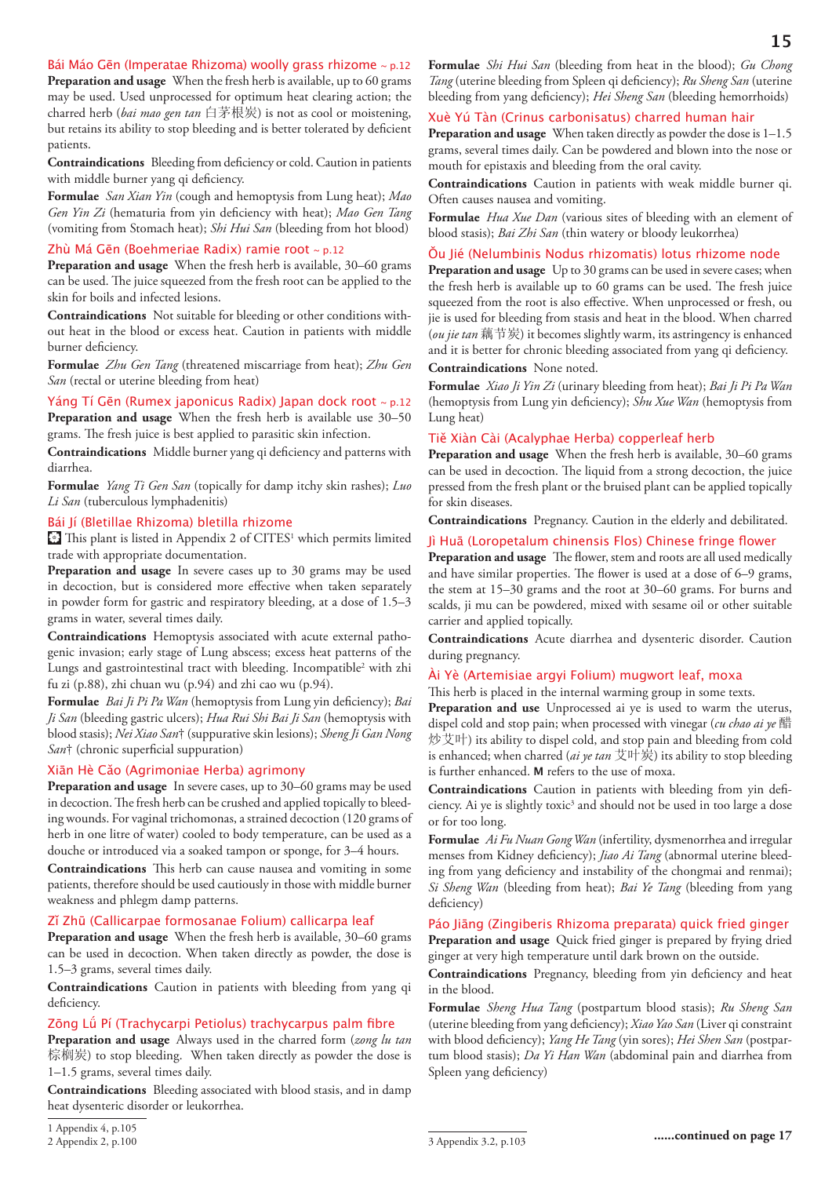## Bái Máo Gēn (Imperatae Rhizoma) woolly grass rhizome ~ p.12

**Preparation and usage** When the fresh herb is available, up to 60 grams may be used. Used unprocessed for optimum heat clearing action; the charred herb (*bai mao gen tan* 白茅根炭) is not as cool or moistening, but retains its ability to stop bleeding and is better tolerated by deficient patients.

**Contraindications** Bleeding from deficiency or cold. Caution in patients with middle burner yang qi deficiency.

**Formulae** *San Xian Yin* (cough and hemoptysis from Lung heat); *Mao Gen Yin Zi* (hematuria from yin deficiency with heat); *Mao Gen Tang* (vomiting from Stomach heat); *Shi Hui San* (bleeding from hot blood)

## Zhù Má Gēn (Boehmeriae Radix) ramie root ~ p.12

**Preparation and usage** When the fresh herb is available, 30–60 grams can be used. The juice squeezed from the fresh root can be applied to the skin for boils and infected lesions.

**Contraindications** Not suitable for bleeding or other conditions without heat in the blood or excess heat. Caution in patients with middle burner deficiency.

**Formulae** *Zhu Gen Tang* (threatened miscarriage from heat); *Zhu Gen San* (rectal or uterine bleeding from heat)

## Yáng Tí Gēn (Rumex japonicus Radix) Japan dock root ~ p.12

**Preparation and usage** When the fresh herb is available use 30–50 grams. The fresh juice is best applied to parasitic skin infection.

**Contraindications** Middle burner yang qi deficiency and patterns with diarrhea.

**Formulae** *Yang Ti Gen San* (topically for damp itchy skin rashes); *Luo Li San* (tuberculous lymphadenitis)

## Bái Jí (Bletillae Rhizoma) bletilla rhizome

This plant is listed in Appendix 2 of CITES[1] which permits limited trade with appropriate documentation.

**Preparation and usage** In severe cases up to 30 grams may be used in decoction, but is considered more effective when taken separately in powder form for gastric and respiratory bleeding, at a dose of 1.5–3 grams in water, several times daily.

**Contraindications** Hemoptysis associated with acute external pathogenic invasion; early stage of Lung abscess; excess heat patterns of the Lungs and gastrointestinal tract with bleeding. Incompatible[2] with zhi fu zi (p.88), zhi chuan wu (p.94) and zhi cao wu (p.94).

**Formulae** *Bai Ji Pi Pa Wan* (hemoptysis from Lung yin deficiency); *Bai Ji San* (bleeding gastric ulcers); *Hua Rui Shi Bai Ji San* (hemoptysis with blood stasis); *Nei Xiao San*† (suppurative skin lesions); *Sheng Ji Gan Nong San*† (chronic superficial suppuration)

## Xiān Hè Cǎo (Agrimoniae Herba) agrimony

**Preparation and usage** In severe cases, up to 30–60 grams may be used in decoction. The fresh herb can be crushed and applied topically to bleeding wounds. For vaginal trichomonas, a strained decoction (120 grams of herb in one litre of water) cooled to body temperature, can be used as a douche or introduced via a soaked tampon or sponge, for 3–4 hours.

**Contraindications** This herb can cause nausea and vomiting in some patients, therefore should be used cautiously in those with middle burner weakness and phlegm damp patterns.

## Zǐ Zhū (Callicarpae formosanae Folium) callicarpa leaf

**Preparation and usage** When the fresh herb is available, 30–60 grams can be used in decoction. When taken directly as powder, the dose is 1.5–3 grams, several times daily.

**Contraindications** Caution in patients with bleeding from yang qi deficiency.

## Zōng Lǘ Pí (Trachycarpi Petiolus) trachycarpus palm fibre

**Preparation and usage** Always used in the charred form (*zong lu tan* 棕榈炭) to stop bleeding. When taken directly as powder the dose is 1–1.5 grams, several times daily.

**Contraindications** Bleeding associated with blood stasis, and in damp heat dysenteric disorder or leukorrhea.

**Formulae** *Shi Hui San* (bleeding from heat in the blood); *Gu Chong Tang* (uterine bleeding from Spleen qi deficiency); *Ru Sheng San* (uterine bleeding from yang deficiency); *Hei Sheng San* (bleeding hemorrhoids)

## Xuè Yú Tàn (Crinus carbonisatus) charred human hair

**Preparation and usage** When taken directly as powder the dose is 1–1.5 grams, several times daily. Can be powdered and blown into the nose or mouth for epistaxis and bleeding from the oral cavity.

**Contraindications** Caution in patients with weak middle burner qi. Often causes nausea and vomiting.

**Formulae** *Hua Xue Dan* (various sites of bleeding with an element of blood stasis); *Bai Zhi San* (thin watery or bloody leukorrhea)

## Ǒu Jié (Nelumbinis Nodus rhizomatis) lotus rhizome node

**Preparation and usage** Up to 30 grams can be used in severe cases; when the fresh herb is available up to 60 grams can be used. The fresh juice squeezed from the root is also effective. When unprocessed or fresh, ou jie is used for bleeding from stasis and heat in the blood. When charred (*ou jie tan* 藕节炭) it becomes slightly warm, its astringency is enhanced and it is better for chronic bleeding associated from yang qi deficiency.

**Contraindications** None noted.

**Formulae** *Xiao Ji Yin Zi* (urinary bleeding from heat); *Bai Ji Pi Pa Wan* (hemoptysis from Lung yin deficiency); *Shu Xue Wan* (hemoptysis from Lung heat)

## Tiě Xiàn Cài (Acalyphae Herba) copperleaf herb

**Preparation and usage** When the fresh herb is available, 30–60 grams can be used in decoction. The liquid from a strong decoction, the juice pressed from the fresh plant or the bruised plant can be applied topically for skin diseases.

**Contraindications** Pregnancy. Caution in the elderly and debilitated.

## Jì Huā (Loropetalum chinensis Flos) Chinese fringe flower

**Preparation and usage** The flower, stem and roots are all used medically and have similar properties. The flower is used at a dose of 6–9 grams, the stem at 15–30 grams and the root at 30–60 grams. For burns and scalds, ji mu can be powdered, mixed with sesame oil or other suitable carrier and applied topically.

**Contraindications** Acute diarrhea and dysenteric disorder. Caution during pregnancy.

## Ài Yè (Artemisiae argyi Folium) mugwort leaf, moxa

This herb is placed in the internal warming group in some texts.

**Preparation and use** Unprocessed ai ye is used to warm the uterus, dispel cold and stop pain; when processed with vinegar (*cu chao ai ye* 醋炒艾叶) its ability to dispel cold, and stop pain and bleeding from cold is enhanced; when charred (*ai ye tan* 艾叶炭) its ability to stop bleeding is further enhanced. **M** refers to the use of moxa.

**Contraindications** Caution in patients with bleeding from yin deficiency. Ai ye is slightly toxic[3] and should not be used in too large a dose or for too long.

**Formulae** *Ai Fu Nuan Gong Wan* (infertility, dysmenorrhea and irregular menses from Kidney deficiency); *Jiao Ai Tang* (abnormal uterine bleeding from yang deficiency and instability of the chongmai and renmai); *Si Sheng Wan* (bleeding from heat); *Bai Ye Tang* (bleeding from yang deficiency)

## Páo Jiāng (Zingiberis Rhizoma preparata) quick fried ginger

**Preparation and usage** Quick fried ginger is prepared by frying dried ginger at very high temperature until dark brown on the outside.

**Contraindications** Pregnancy, bleeding from yin deficiency and heat in the blood.

**Formulae** *Sheng Hua Tang* (postpartum blood stasis); *Ru Sheng San* (uterine bleeding from yang deficiency); *Xiao Yao San* (Liver qi constraint with blood deficiency); *Yang He Tang* (yin sores); *Hei Shen San* (postpartum blood stasis); *Da Yi Han Wan* (abdominal pain and diarrhea from Spleen yang deficiency)

......continued on page 17

1 Appendix 4, p.105
2 Appendix 2, p.100
3 Appendix 3.2, p.103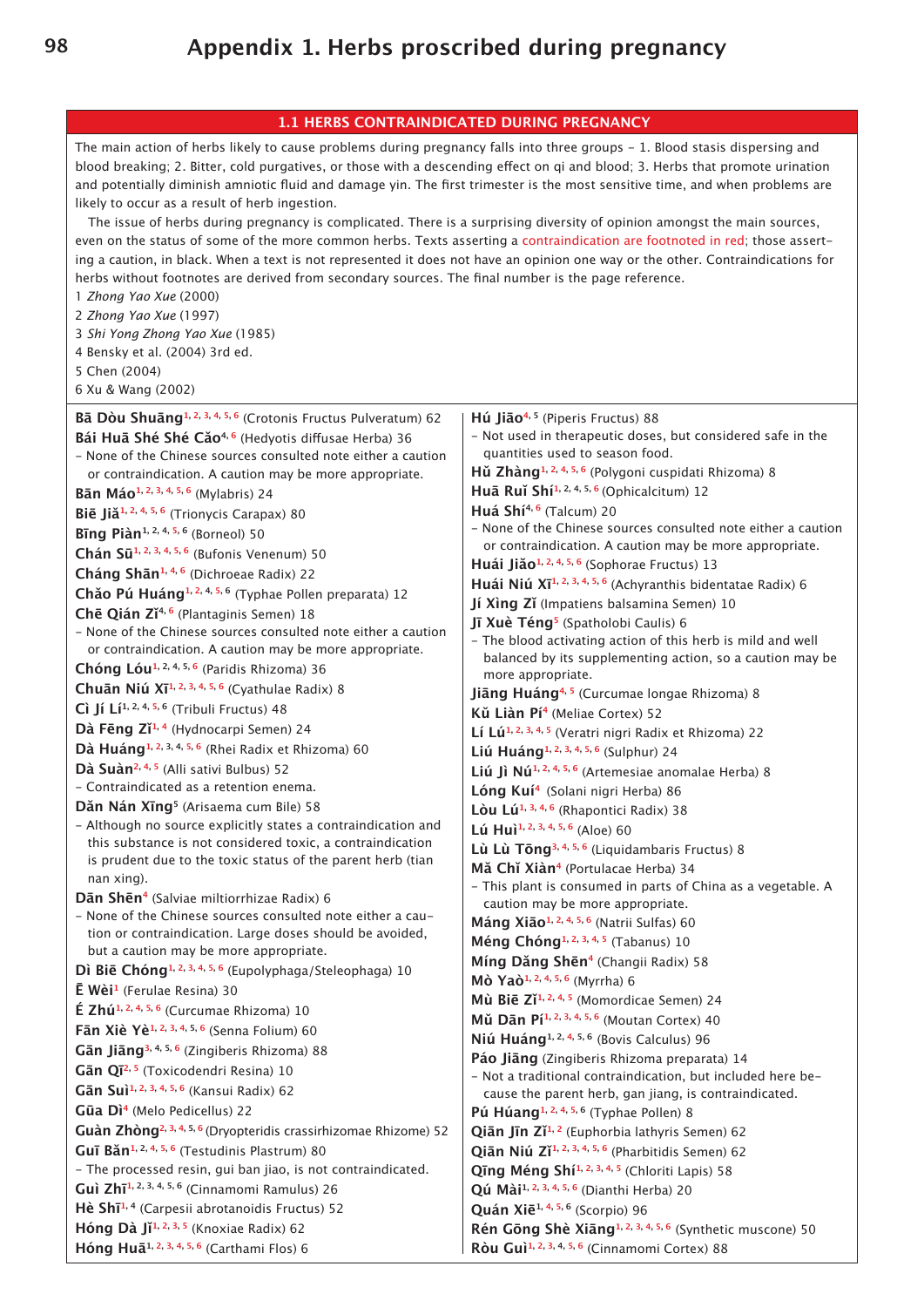# Appendix 1. Herbs proscribed during pregnancy

## 1.1 HERBS CONTRAINDICATED DURING PREGNANCY

The main action of herbs likely to cause problems during pregnancy falls into three groups – 1. Blood stasis dispersing and blood breaking; 2. Bitter, cold purgatives, or those with a descending effect on qi and blood; 3. Herbs that promote urination and potentially diminish amniotic fluid and damage yin. The first trimester is the most sensitive time, and when problems are likely to occur as a result of herb ingestion.

The issue of herbs during pregnancy is complicated. There is a surprising diversity of opinion amongst the main sources, even on the status of some of the more common herbs. Texts asserting a contraindication are footnoted in red; those asserting a caution, in black. When a text is not represented it does not have an opinion one way or the other. Contraindications for herbs without footnotes are derived from secondary sources. The final number is the page reference.

1 *Zhong Yao Xue* (2000)
2 *Zhong Yao Xue* (1997)
3 *Shi Yong Zhong Yao Xue* (1985)
4 Bensky et al. (2004) 3rd ed.
5 Chen (2004)
6 Xu & Wang (2002)

**Bā Dòu Shuāng**[1, 2, 3, 4, 5, 6] (Crotonis Fructus Pulveratum) 62

**Bái Huā Shé Shé Cǎo**[4, 6] (Hedyotis diffusae Herba) 36
- None of the Chinese sources consulted note either a caution or contraindication. A caution may be more appropriate.

**Bān Máo**[1, 2, 3, 4, 5, 6] (Mylabris) 24

**Biē Jiǎ**[1, 2, 4, 5, 6] (Trionycis Carapax) 80

**Bīng Piàn**[1, 2, 4, 5, 6] (Borneol) 50

**Chán Sū**[1, 2, 3, 4, 5, 6] (Bufonis Venenum) 50

**Cháng Shān**[1, 4, 6] (Dichroeae Radix) 22

**Chǎo Pú Huáng**[1, 2, 4, 5, 6] (Typhae Pollen preparata) 12

**Chē Qián Zǐ**[4, 6] (Plantaginis Semen) 18
- None of the Chinese sources consulted note either a caution or contraindication. A caution may be more appropriate.

**Chóng Lóu**[1, 2, 4, 5, 6] (Paridis Rhizoma) 36

**Chuān Niú Xī**[1, 2, 3, 4, 5, 6] (Cyathulae Radix) 8

**Cì Jí Lí**[1, 2, 4, 5, 6] (Tribuli Fructus) 48

**Dà Fēng Zǐ**[1, 4] (Hydnocarpi Semen) 24

**Dà Huáng**[1, 2, 3, 4, 5, 6] (Rhei Radix et Rhizoma) 60

**Dà Suàn**[2, 4, 5] (Alli sativi Bulbus) 52
- Contraindicated as a retention enema.

**Dǎn Nán Xīng**[5] (Arisaema cum Bile) 58
- Although no source explicitly states a contraindication and this substance is not considered toxic, a contraindication is prudent due to the toxic status of the parent herb (tian nan xing).

**Dān Shēn**[4] (Salviae miltiorrhizae Radix) 6
- None of the Chinese sources consulted note either a caution or contraindication. Large doses should be avoided, but a caution may be more appropriate.

**Dì Biē Chóng**[1, 2, 3, 4, 5, 6] (Eupolyphaga/Steleophaga) 10

**Ē Wèi**[1] (Ferulae Resina) 30

**É Zhú**[1, 2, 4, 5, 6] (Curcumae Rhizoma) 10

**Fān Xiè Yè**[1, 2, 3, 4, 5, 6] (Senna Folium) 60

**Gān Jiāng**[3, 4, 5, 6] (Zingiberis Rhizoma) 88

**Gān Qī**[2, 5] (Toxicodendri Resina) 10

**Gān Suì**[1, 2, 3, 4, 5, 6] (Kansui Radix) 62

**Gūa Dì**[4] (Melo Pedicellus) 22

**Guàn Zhòng**[2, 3, 4, 5, 6] (Dryopteridis crassirhizomae Rhizome) 52

**Guī Bǎn**[1, 2, 4, 5, 6] (Testudinis Plastrum) 80
- The processed resin, gui ban jiao, is not contraindicated.

**Guì Zhī**[1, 2, 3, 4, 5, 6] (Cinnamomi Ramulus) 26

**Hè Shī**[1, 4] (Carpesii abrotanoidis Fructus) 52

**Hóng Dà Jǐ**[1, 2, 3, 5] (Knoxiae Radix) 62

**Hóng Huā**[1, 2, 3, 4, 5, 6] (Carthami Flos) 6

**Hú Jiāo**[4, 5] (Piperis Fructus) 88
- Not used in therapeutic doses, but considered safe in the quantities used to season food.

**Hǔ Zhàng**[1, 2, 4, 5, 6] (Polygoni cuspidati Rhizoma) 8

**Huā Ruǐ Shí**[1, 2, 4, 5, 6] (Ophicalcitum) 12

**Huá Shí**[4, 6] (Talcum) 20
- None of the Chinese sources consulted note either a caution or contraindication. A caution may be more appropriate.

**Huái Jiǎo**[1, 2, 4, 5, 6] (Sophorae Fructus) 13

**Huái Niú Xī**[1, 2, 3, 4, 5, 6] (Achyranthis bidentatae Radix) 6

**Jí Xìng Zǐ** (Impatiens balsamina Semen) 10

**Jī Xuè Téng**[5] (Spatholobi Caulis) 6
- The blood activating action of this herb is mild and well balanced by its supplementing action, so a caution may be more appropriate.

**Jiāng Huáng**[4, 5] (Curcumae longae Rhizoma) 8

**Kǔ Liàn Pí**[4] (Meliae Cortex) 52

**Lí Lú**[1, 2, 3, 4, 5] (Veratri nigri Radix et Rhizoma) 22

**Liú Huáng**[1, 2, 3, 4, 5, 6] (Sulphur) 24

**Liú Jì Nú**[1, 2, 4, 5, 6] (Artemesiae anomalae Herba) 8

**Lóng Kuí**[4] (Solani nigri Herba) 86

**Lòu Lú**[1, 3, 4, 6] (Rhapontici Radix) 38

**Lú Huì**[1, 2, 3, 4, 5, 6] (Aloe) 60

**Lù Lù Tōng**[3, 4, 5, 6] (Liquidambaris Fructus) 8

**Mǎ Chǐ Xiàn**[4] (Portulacae Herba) 34
- This plant is consumed in parts of China as a vegetable. A caution may be more appropriate.

**Máng Xiāo**[1, 2, 4, 5, 6] (Natrii Sulfas) 60

**Méng Chóng**[1, 2, 3, 4, 5] (Tabanus) 10

**Míng Dǎng Shēn**[4] (Changii Radix) 58

**Mò Yaò**[1, 2, 4, 5, 6] (Myrrha) 6

**Mù Biē Zǐ**[1, 2, 4, 5] (Momordicae Semen) 24

**Mǔ Dān Pí**[1, 2, 3, 4, 5, 6] (Moutan Cortex) 40

**Niú Huáng**[1, 2, 4, 5, 6] (Bovis Calculus) 96

**Páo Jiāng** (Zingiberis Rhizoma preparata) 14
- Not a traditional contraindication, but included here because the parent herb, gan jiang, is contraindicated.

**Pú Húang**[1, 2, 4, 5, 6] (Typhae Pollen) 8

**Qiān Jīn Zǐ**[1, 2] (Euphorbia lathyris Semen) 62

**Qiān Niú Zǐ**[1, 2, 3, 4, 5, 6] (Pharbitidis Semen) 62

**Qīng Méng Shí**[1, 2, 3, 4, 5] (Chloriti Lapis) 58

**Qú Mài**[1, 2, 3, 4, 5, 6] (Dianthi Herba) 20

**Quán Xiē**[1, 4, 5, 6] (Scorpio) 96

**Rén Gōng Shè Xiāng**[1, 2, 3, 4, 5, 6] (Synthetic muscone) 50

**Ròu Guì**[1, 2, 3, 4, 5, 6] (Cinnamomi Cortex) 88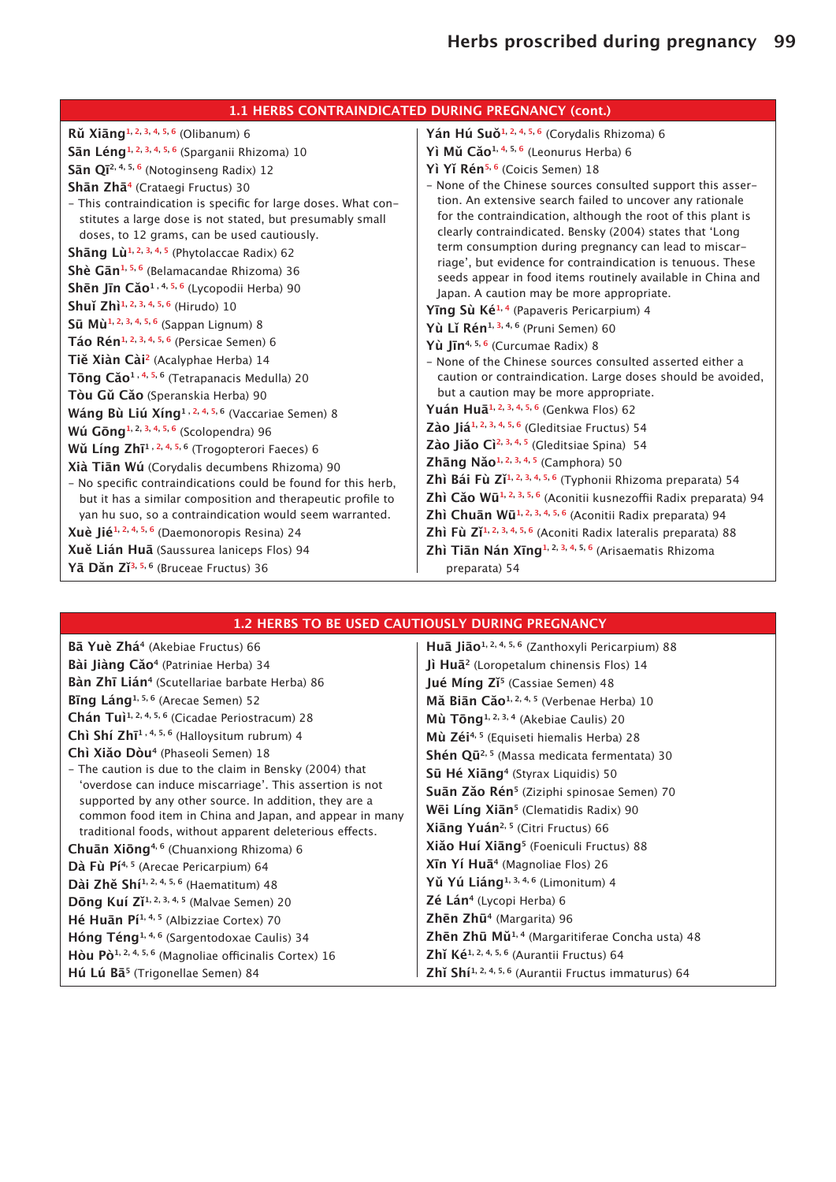## 1.1 HERBS CONTRAINDICATED DURING PREGNANCY (cont.)

**Rǔ Xiāng**[1, 2, 3, 4, 5, 6] (Olibanum) 6
**Sān Léng**[1, 2, 3, 4, 5, 6] (Sparganii Rhizoma) 10
**Sān Qī**[2, 4, 5, 6] (Notoginseng Radix) 12
**Shān Zhā**[4] (Crataegi Fructus) 30
– This contraindication is specific for large doses. What constitutes a large dose is not stated, but presumably small doses, to 12 grams, can be used cautiously.
**Shāng Lù**[1, 2, 3, 4, 5] (Phytolaccae Radix) 62
**Shè Gān**[1, 5, 6] (Belamacandae Rhizoma) 36
**Shēn Jīn Cǎo**[1, 4, 5, 6] (Lycopodii Herba) 90
**Shuǐ Zhì**[1, 2, 3, 4, 5, 6] (Hirudo) 10
**Sū Mù**[1, 2, 3, 4, 5, 6] (Sappan Lignum) 8
**Táo Rén**[1, 2, 3, 4, 5, 6] (Persicae Semen) 6
**Tiě Xiàn Cài**[2] (Acalyphae Herba) 14
**Tōng Cǎo**[1, 4, 5, 6] (Tetrapanacis Medulla) 20
**Tòu Gǔ Cǎo** (Speranskia Herba) 90
**Wáng Bù Liú Xíng**[1, 2, 4, 5, 6] (Vaccariae Semen) 8
**Wú Gōng**[1, 2, 3, 4, 5, 6] (Scolopendra) 96
**Wǔ Líng Zhī**[1, 2, 4, 5, 6] (Trogopterori Faeces) 6
**Xià Tiān Wú** (Corydalis decumbens Rhizoma) 90
– No specific contraindications could be found for this herb, but it has a similar composition and therapeutic profile to yan hu suo, so a contraindication would seem warranted.
**Xuè Jié**[1, 2, 4, 5, 6] (Daemonoropis Resina) 24
**Xuě Lián Huā** (Saussurea laniceps Flos) 94
**Yā Dǎn Zǐ**[3, 5, 6] (Bruceae Fructus) 36
**Yán Hú Suǒ**[1, 2, 4, 5, 6] (Corydalis Rhizoma) 6
**Yì Mǔ Cǎo**[1, 4, 5, 6] (Leonurus Herba) 6
**Yì Yǐ Rén**[5, 6] (Coicis Semen) 18
– None of the Chinese sources consulted support this assertion. An extensive search failed to uncover any rationale for the contraindication, although the root of this plant is clearly contraindicated. Bensky (2004) states that 'Long term consumption during pregnancy can lead to miscarriage', but evidence for contraindication is tenuous. These seeds appear in food items routinely available in China and Japan. A caution may be more appropriate.
**Yīng Sù Ké**[1, 4] (Papaveris Pericarpium) 4
**Yù Lǐ Rén**[1, 3, 4, 6] (Pruni Semen) 60
**Yù Jīn**[4, 5, 6] (Curcumae Radix) 8
– None of the Chinese sources consulted asserted either a caution or contraindication. Large doses should be avoided, but a caution may be more appropriate.
**Yuán Huā**[1, 2, 3, 4, 5, 6] (Genkwa Flos) 62
**Zào Jiá**[1, 2, 3, 4, 5, 6] (Gleditsiae Fructus) 54
**Zào Jiǎo Cì**[2, 3, 4, 5] (Gleditsiae Spina) 54
**Zhāng Nǎo**[1, 2, 3, 4, 5] (Camphora) 50
**Zhì Bái Fù Zǐ**[1, 2, 3, 4, 5, 6] (Typhonii Rhizoma preparata) 54
**Zhì Cǎo Wū**[1, 2, 3, 5, 6] (Aconitii kusnezoffii Radix preparata) 94
**Zhì Chuān Wū**[1, 2, 3, 4, 5, 6] (Aconitii Radix preparata) 94
**Zhì Fù Zǐ**[1, 2, 3, 4, 5, 6] (Aconiti Radix lateralis preparata) 88
**Zhì Tiān Nán Xīng**[1, 2, 3, 4, 5, 6] (Arisaematis Rhizoma preparata) 54

## 1.2 HERBS TO BE USED CAUTIOUSLY DURING PREGNANCY

**Bā Yuè Zhá**[4] (Akebiae Fructus) 66
**Bài Jiàng Cǎo**[4] (Patriniae Herba) 34
**Bàn Zhī Lián**[4] (Scutellariae barbate Herba) 86
**Bīng Láng**[1, 5, 6] (Arecae Semen) 52
**Chán Tuì**[1, 2, 4, 5, 6] (Cicadae Periostracum) 28
**Chì Shí Zhī**[1, 4, 5, 6] (Halloysitum rubrum) 4
**Chì Xiǎo Dòu**[4] (Phaseoli Semen) 18
– The caution is due to the claim in Bensky (2004) that 'overdose can induce miscarriage'. This assertion is not supported by any other source. In addition, they are a common food item in China and Japan, and appear in many traditional foods, without apparent deleterious effects.
**Chuān Xiōng**[4, 6] (Chuanxiong Rhizoma) 6
**Dà Fù Pí**[4, 5] (Arecae Pericarpium) 64
**Dài Zhě Shí**[1, 2, 4, 5, 6] (Haematitum) 48
**Dōng Kuí Zǐ**[1, 2, 3, 4, 5] (Malvae Semen) 20
**Hé Huān Pí**[1, 4, 5] (Albizziae Cortex) 70
**Hóng Téng**[1, 4, 6] (Sargentodoxae Caulis) 34
**Hòu Pò**[1, 2, 4, 5, 6] (Magnoliae officinalis Cortex) 16
**Hú Lú Bā**[5] (Trigonellae Semen) 84
**Huā Jiāo**[1, 2, 4, 5, 6] (Zanthoxyli Pericarpium) 88
**Jì Huā**[2] (Loropetalum chinensis Flos) 14
**Jué Míng Zǐ**[5] (Cassiae Semen) 48
**Mǎ Biān Cǎo**[1, 2, 4, 5] (Verbenae Herba) 10
**Mù Tōng**[1, 2, 3, 4] (Akebiae Caulis) 20
**Mù Zéi**[4, 5] (Equiseti hiemalis Herba) 28
**Shén Qū**[2, 5] (Massa medicata fermentata) 30
**Sū Hé Xiāng**[4] (Styrax Liquidis) 50
**Suān Zǎo Rén**[5] (Ziziphi spinosae Semen) 70
**Wēi Líng Xiān**[5] (Clematidis Radix) 90
**Xiāng Yuán**[2, 5] (Citri Fructus) 66
**Xiǎo Huí Xiāng**[5] (Foeniculi Fructus) 88
**Xīn Yí Huā**[4] (Magnoliae Flos) 26
**Yǔ Yú Liáng**[1, 3, 4, 6] (Limonitum) 4
**Zé Lán**[4] (Lycopi Herba) 6
**Zhēn Zhū**[4] (Margarita) 96
**Zhēn Zhū Mǔ**[1, 4] (Margaritiferae Concha usta) 48
**Zhǐ Ké**[1, 2, 4, 5, 6] (Aurantii Fructus) 64
**Zhǐ Shí**[1, 2, 4, 5, 6] (Aurantii Fructus immaturus) 64